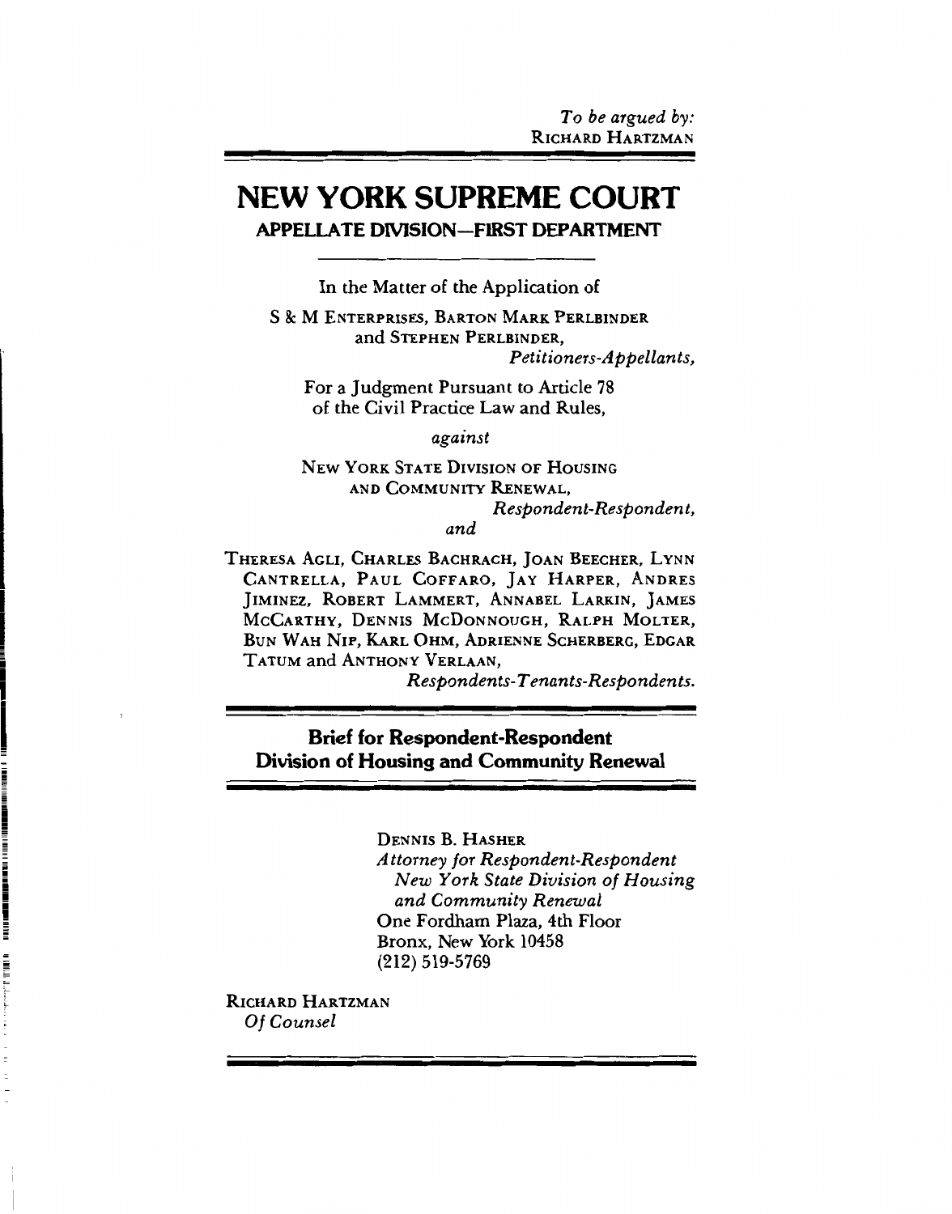*To be argued by:*
RICHARD HARTZMAN

# NEW YORK SUPREME COURT

## APPELLATE DIVISION—FIRST DEPARTMENT

In the Matter of the Application of

S & M ENTERPRISES, BARTON MARK PERLBINDER and STEPHEN PERLBINDER,

*Petitioners-Appellants,*

For a Judgment Pursuant to Article 78 of the Civil Practice Law and Rules,

*against*

NEW YORK STATE DIVISION OF HOUSING AND COMMUNITY RENEWAL,

*Respondent-Respondent,*

*and*

THERESA AGLI, CHARLES BACHRACH, JOAN BEECHER, LYNN CANTRELLA, PAUL COFFARO, JAY HARPER, ANDRES JIMINEZ, ROBERT LAMMERT, ANNABEL LARKIN, JAMES MCCARTHY, DENNIS MCDONNOUGH, RALPH MOLTER, BUN WAH NIP, KARL OHM, ADRIENNE SCHERBERG, EDGAR TATUM and ANTHONY VERLAAN,

*Respondents-Tenants-Respondents.*

**Brief for Respondent-Respondent Division of Housing and Community Renewal**

DENNIS B. HASHER
*Attorney for Respondent-Respondent New York State Division of Housing and Community Renewal*
One Fordham Plaza, 4th Floor
Bronx, New York 10458
(212) 519-5769

RICHARD HARTZMAN
*Of Counsel*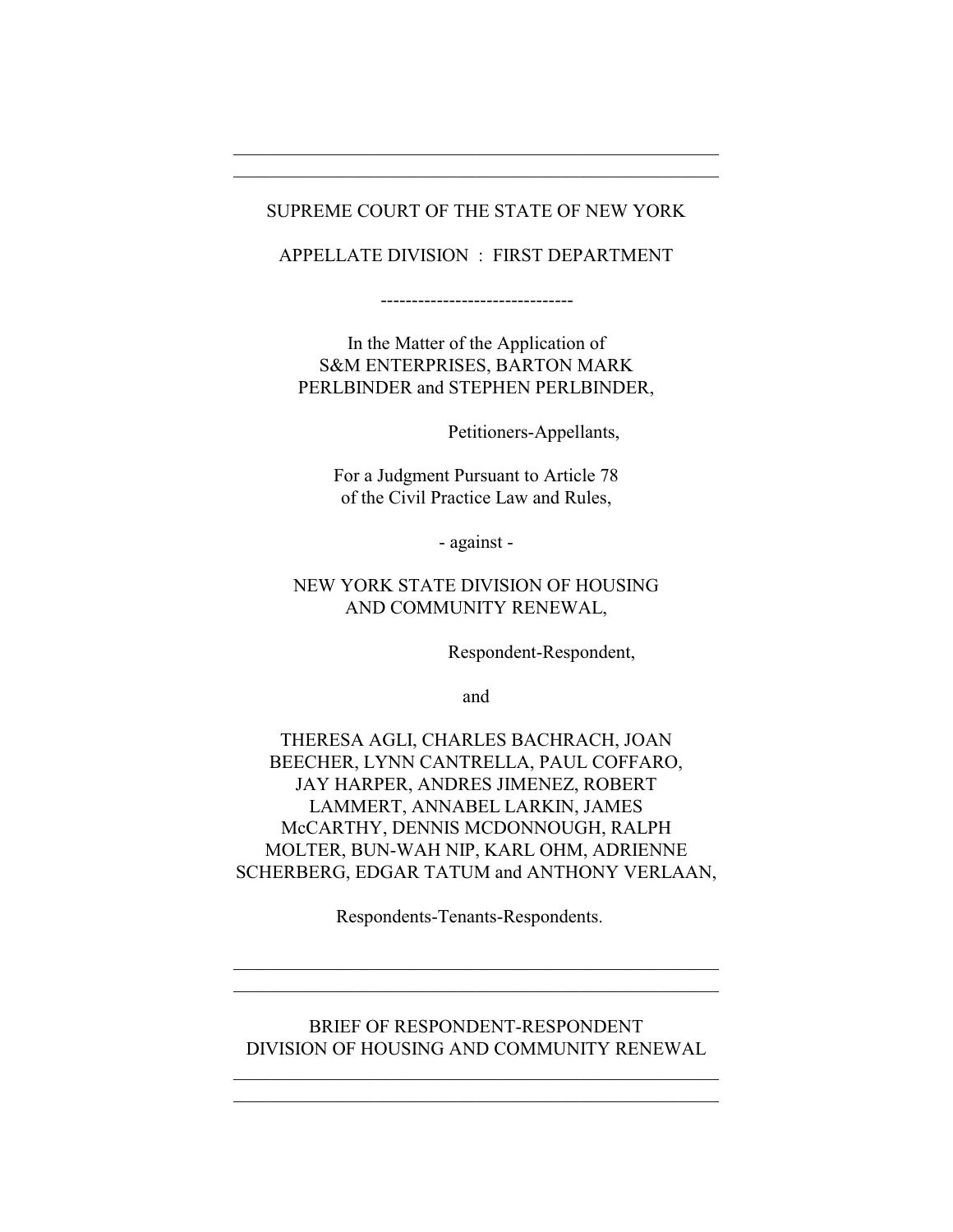---

SUPREME COURT OF THE STATE OF NEW YORK

APPELLATE DIVISION : FIRST DEPARTMENT

-------------------------------

In the Matter of the Application of
S&M ENTERPRISES, BARTON MARK
PERLBINDER and STEPHEN PERLBINDER,

Petitioners-Appellants,

For a Judgment Pursuant to Article 78
of the Civil Practice Law and Rules,

- against -

NEW YORK STATE DIVISION OF HOUSING
AND COMMUNITY RENEWAL,

Respondent-Respondent,

and

THERESA AGLI, CHARLES BACHRACH, JOAN
BEECHER, LYNN CANTRELLA, PAUL COFFARO,
JAY HARPER, ANDRES JIMENEZ, ROBERT
LAMMERT, ANNABEL LARKIN, JAMES
McCARTHY, DENNIS MCDONNOUGH, RALPH
MOLTER, BUN-WAH NIP, KARL OHM, ADRIENNE
SCHERBERG, EDGAR TATUM and ANTHONY VERLAAN,

Respondents-Tenants-Respondents.

---

BRIEF OF RESPONDENT-RESPONDENT
DIVISION OF HOUSING AND COMMUNITY RENEWAL

---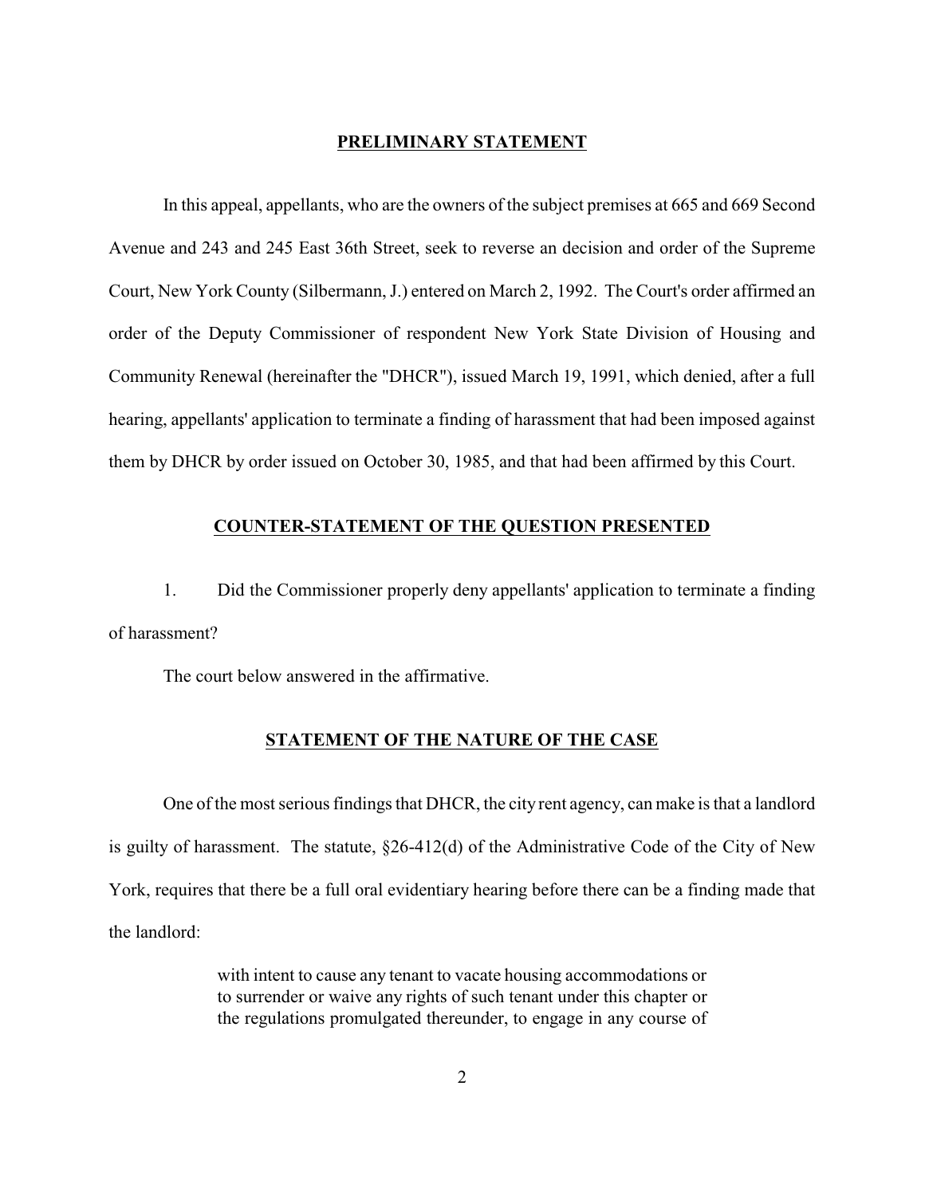## PRELIMINARY STATEMENT

In this appeal, appellants, who are the owners of the subject premises at 665 and 669 Second Avenue and 243 and 245 East 36th Street, seek to reverse a decision and order of the Supreme Court, New York County (Silbermann, J.) entered on March 2, 1992. The Court's order affirmed an order of the Deputy Commissioner of respondent New York State Division of Housing and Community Renewal (hereinafter the "DHCR"), issued March 19, 1991, which denied, after a full hearing, appellants' application to terminate a finding of harassment that had been imposed against them by DHCR by order issued on October 30, 1985, and that had been affirmed by this Court.

## COUNTER-STATEMENT OF THE QUESTION PRESENTED

1. Did the Commissioner properly deny appellants' application to terminate a finding of harassment?

The court below answered in the affirmative.

## STATEMENT OF THE NATURE OF THE CASE

One of the most serious findings that DHCR, the city rent agency, can make is that a landlord is guilty of harassment. The statute, §26-412(d) of the Administrative Code of the City of New York, requires that there be a full oral evidentiary hearing before there can be a finding made that the landlord:

> with intent to cause any tenant to vacate housing accommodations or to surrender or waive any rights of such tenant under this chapter or the regulations promulgated thereunder, to engage in any course of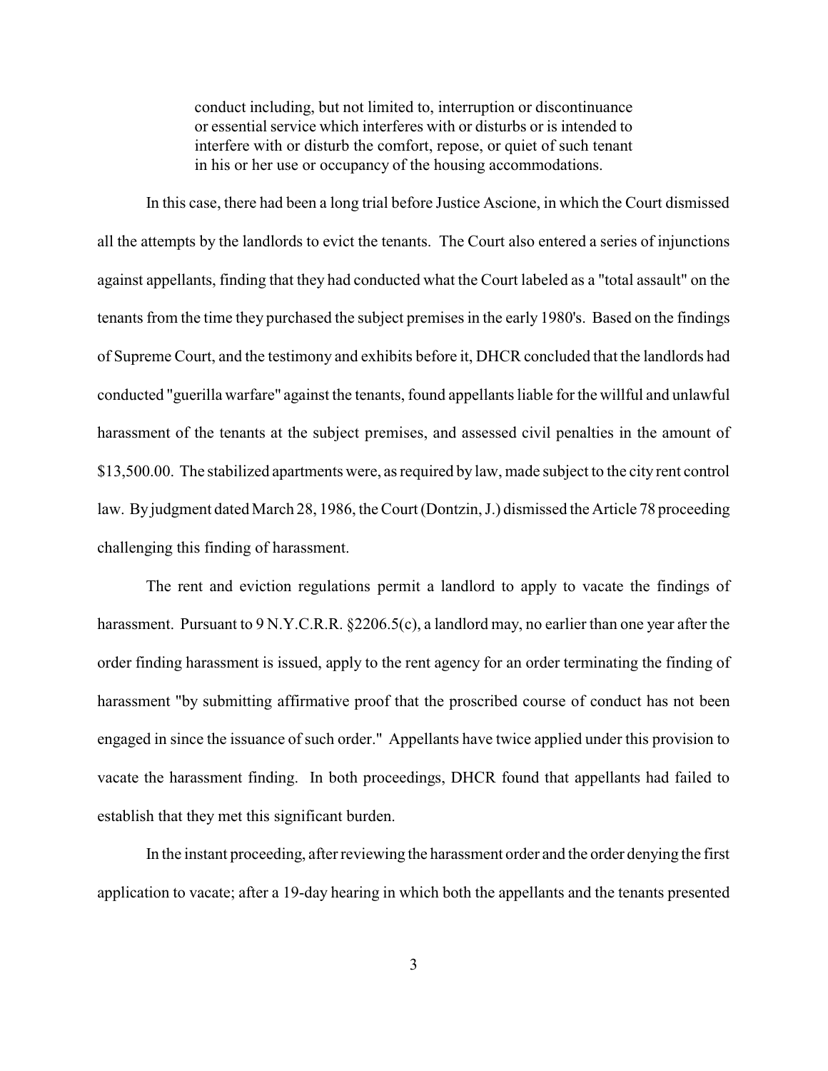> conduct including, but not limited to, interruption or discontinuance or essential service which interferes with or disturbs or is intended to interfere with or disturb the comfort, repose, or quiet of such tenant in his or her use or occupancy of the housing accommodations.

In this case, there had been a long trial before Justice Ascione, in which the Court dismissed all the attempts by the landlords to evict the tenants. The Court also entered a series of injunctions against appellants, finding that they had conducted what the Court labeled as a "total assault" on the tenants from the time they purchased the subject premises in the early 1980's. Based on the findings of Supreme Court, and the testimony and exhibits before it, DHCR concluded that the landlords had conducted "guerilla warfare" against the tenants, found appellants liable for the willful and unlawful harassment of the tenants at the subject premises, and assessed civil penalties in the amount of $13,500.00. The stabilized apartments were, as required by law, made subject to the city rent control law. By judgment dated March 28, 1986, the Court (Dontzin, J.) dismissed the Article 78 proceeding challenging this finding of harassment.

The rent and eviction regulations permit a landlord to apply to vacate the findings of harassment. Pursuant to 9 N.Y.C.R.R. §2206.5(c), a landlord may, no earlier than one year after the order finding harassment is issued, apply to the rent agency for an order terminating the finding of harassment "by submitting affirmative proof that the proscribed course of conduct has not been engaged in since the issuance of such order." Appellants have twice applied under this provision to vacate the harassment finding. In both proceedings, DHCR found that appellants had failed to establish that they met this significant burden.

In the instant proceeding, after reviewing the harassment order and the order denying the first application to vacate; after a 19-day hearing in which both the appellants and the tenants presented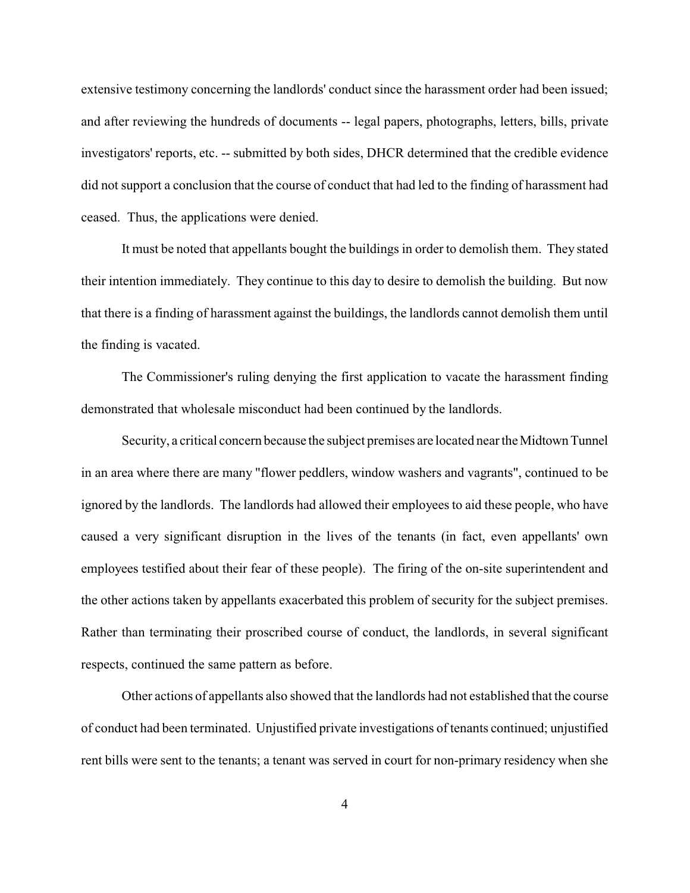extensive testimony concerning the landlords' conduct since the harassment order had been issued; and after reviewing the hundreds of documents -- legal papers, photographs, letters, bills, private investigators' reports, etc. -- submitted by both sides, DHCR determined that the credible evidence did not support a conclusion that the course of conduct that had led to the finding of harassment had ceased. Thus, the applications were denied.

It must be noted that appellants bought the buildings in order to demolish them. They stated their intention immediately. They continue to this day to desire to demolish the building. But now that there is a finding of harassment against the buildings, the landlords cannot demolish them until the finding is vacated.

The Commissioner's ruling denying the first application to vacate the harassment finding demonstrated that wholesale misconduct had been continued by the landlords.

Security, a critical concern because the subject premises are located near the Midtown Tunnel in an area where there are many "flower peddlers, window washers and vagrants", continued to be ignored by the landlords. The landlords had allowed their employees to aid these people, who have caused a very significant disruption in the lives of the tenants (in fact, even appellants' own employees testified about their fear of these people). The firing of the on-site superintendent and the other actions taken by appellants exacerbated this problem of security for the subject premises. Rather than terminating their proscribed course of conduct, the landlords, in several significant respects, continued the same pattern as before.

Other actions of appellants also showed that the landlords had not established that the course of conduct had been terminated. Unjustified private investigations of tenants continued; unjustified rent bills were sent to the tenants; a tenant was served in court for non-primary residency when she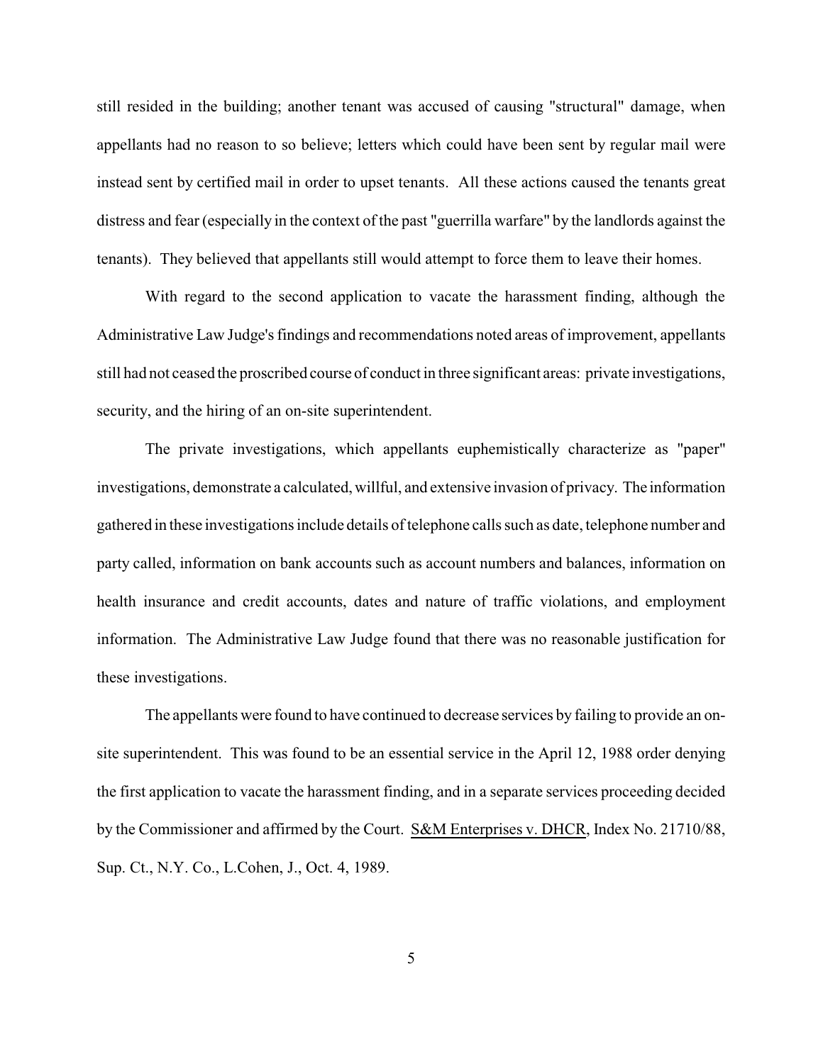still resided in the building; another tenant was accused of causing "structural" damage, when appellants had no reason to so believe; letters which could have been sent by regular mail were instead sent by certified mail in order to upset tenants. All these actions caused the tenants great distress and fear (especially in the context of the past "guerrilla warfare" by the landlords against the tenants). They believed that appellants still would attempt to force them to leave their homes.

With regard to the second application to vacate the harassment finding, although the Administrative Law Judge's findings and recommendations noted areas of improvement, appellants still had not ceased the proscribed course of conduct in three significant areas: private investigations, security, and the hiring of an on-site superintendent.

The private investigations, which appellants euphemistically characterize as "paper" investigations, demonstrate a calculated, willful, and extensive invasion of privacy. The information gathered in these investigations include details of telephone calls such as date, telephone number and party called, information on bank accounts such as account numbers and balances, information on health insurance and credit accounts, dates and nature of traffic violations, and employment information. The Administrative Law Judge found that there was no reasonable justification for these investigations.

The appellants were found to have continued to decrease services by failing to provide an on-site superintendent. This was found to be an essential service in the April 12, 1988 order denying the first application to vacate the harassment finding, and in a separate services proceeding decided by the Commissioner and affirmed by the Court. S&M Enterprises v. DHCR, Index No. 21710/88, Sup. Ct., N.Y. Co., L.Cohen, J., Oct. 4, 1989.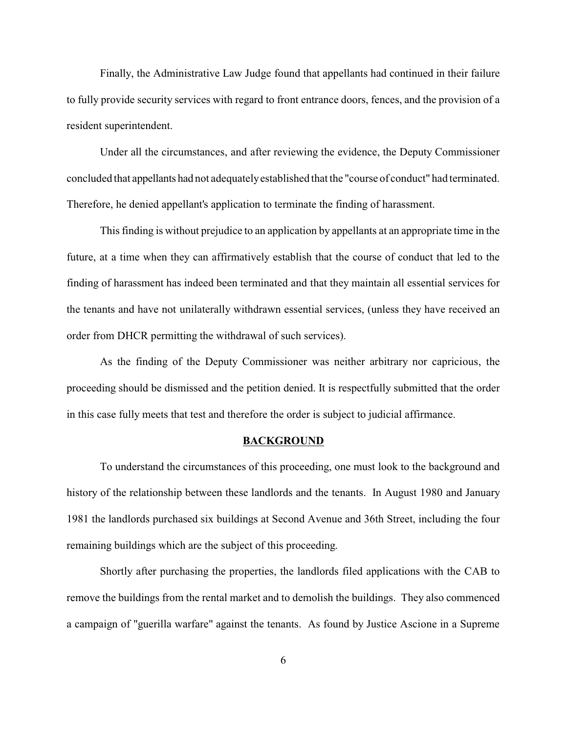Finally, the Administrative Law Judge found that appellants had continued in their failure to fully provide security services with regard to front entrance doors, fences, and the provision of a resident superintendent.

Under all the circumstances, and after reviewing the evidence, the Deputy Commissioner concluded that appellants had not adequately established that the "course of conduct" had terminated. Therefore, he denied appellant's application to terminate the finding of harassment.

This finding is without prejudice to an application by appellants at an appropriate time in the future, at a time when they can affirmatively establish that the course of conduct that led to the finding of harassment has indeed been terminated and that they maintain all essential services for the tenants and have not unilaterally withdrawn essential services, (unless they have received an order from DHCR permitting the withdrawal of such services).

As the finding of the Deputy Commissioner was neither arbitrary nor capricious, the proceeding should be dismissed and the petition denied. It is respectfully submitted that the order in this case fully meets that test and therefore the order is subject to judicial affirmance.

## **BACKGROUND**

To understand the circumstances of this proceeding, one must look to the background and history of the relationship between these landlords and the tenants. In August 1980 and January 1981 the landlords purchased six buildings at Second Avenue and 36th Street, including the four remaining buildings which are the subject of this proceeding.

Shortly after purchasing the properties, the landlords filed applications with the CAB to remove the buildings from the rental market and to demolish the buildings. They also commenced a campaign of "guerilla warfare" against the tenants. As found by Justice Ascione in a Supreme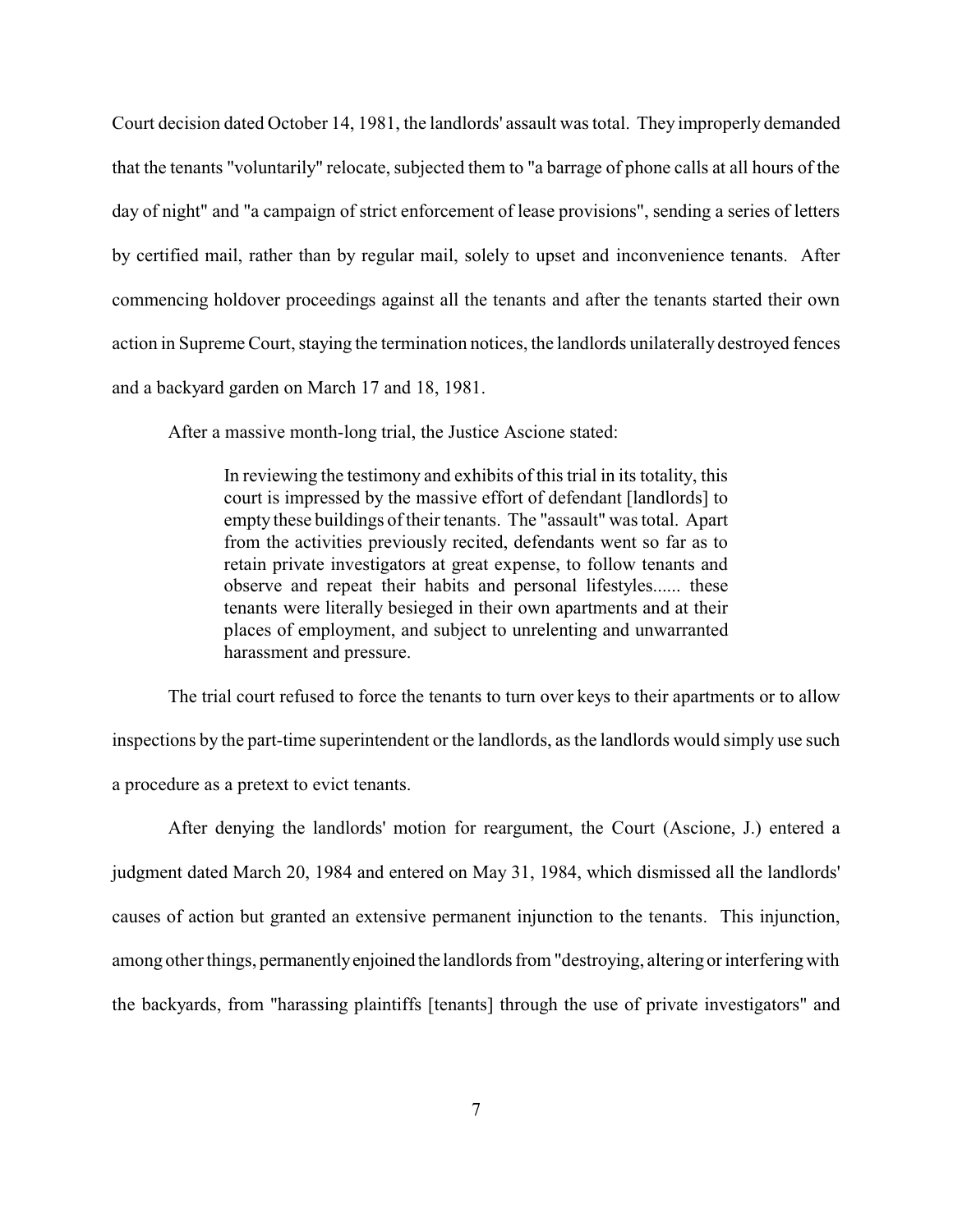Court decision dated October 14, 1981, the landlords' assault was total. They improperly demanded that the tenants "voluntarily" relocate, subjected them to "a barrage of phone calls at all hours of the day of night" and "a campaign of strict enforcement of lease provisions", sending a series of letters by certified mail, rather than by regular mail, solely to upset and inconvenience tenants. After commencing holdover proceedings against all the tenants and after the tenants started their own action in Supreme Court, staying the termination notices, the landlords unilaterally destroyed fences and a backyard garden on March 17 and 18, 1981.

After a massive month-long trial, the Justice Ascione stated:

> In reviewing the testimony and exhibits of this trial in its totality, this court is impressed by the massive effort of defendant [landlords] to empty these buildings of their tenants. The "assault" was total. Apart from the activities previously recited, defendants went so far as to retain private investigators at great expense, to follow tenants and observe and repeat their habits and personal lifestyles...... these tenants were literally besieged in their own apartments and at their places of employment, and subject to unrelenting and unwarranted harassment and pressure.

The trial court refused to force the tenants to turn over keys to their apartments or to allow inspections by the part-time superintendent or the landlords, as the landlords would simply use such a procedure as a pretext to evict tenants.

After denying the landlords' motion for reargument, the Court (Ascione, J.) entered a judgment dated March 20, 1984 and entered on May 31, 1984, which dismissed all the landlords' causes of action but granted an extensive permanent injunction to the tenants. This injunction, among other things, permanently enjoined the landlords from "destroying, altering or interfering with the backyards, from "harassing plaintiffs [tenants] through the use of private investigators" and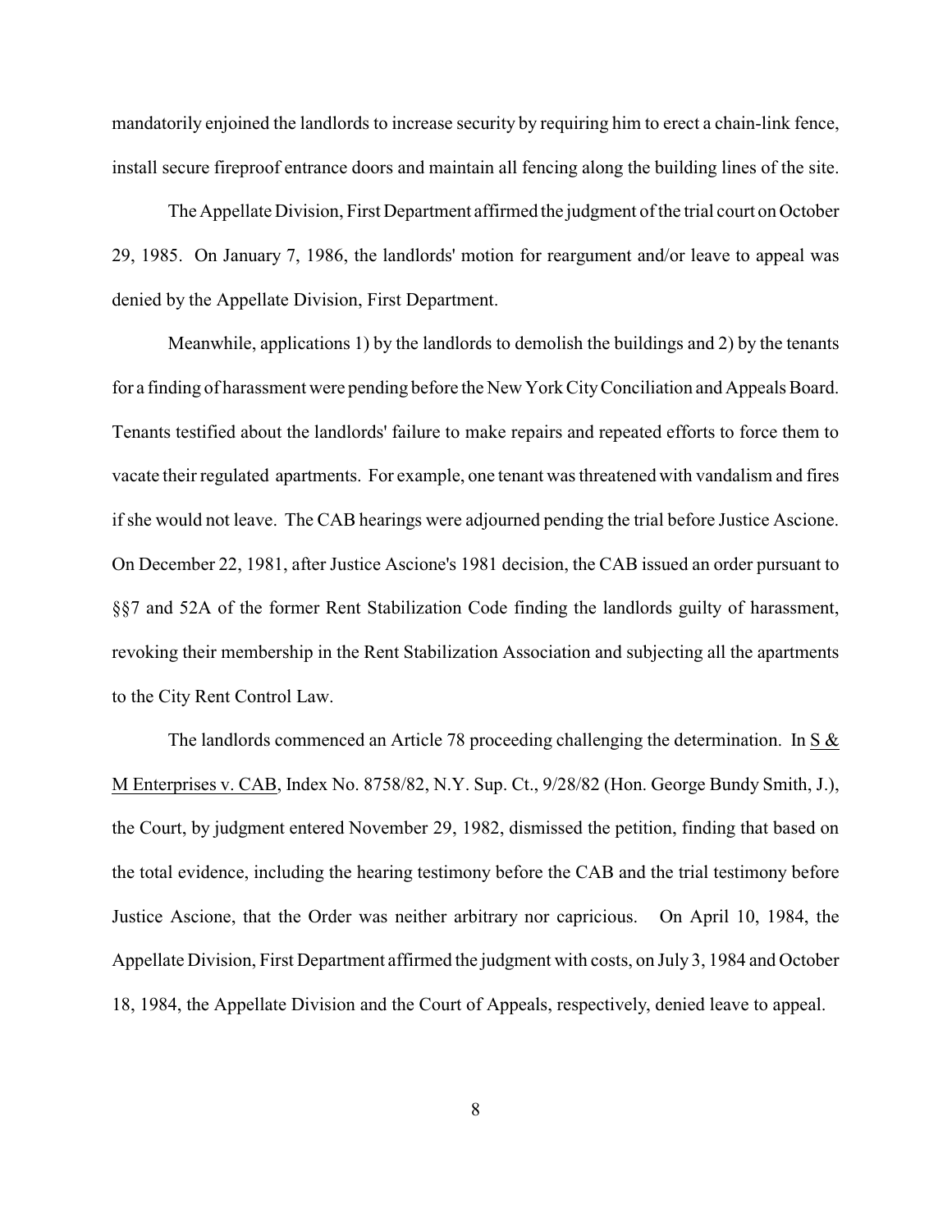mandatorily enjoined the landlords to increase security by requiring him to erect a chain-link fence, install secure fireproof entrance doors and maintain all fencing along the building lines of the site.

The Appellate Division, First Department affirmed the judgment of the trial court on October 29, 1985. On January 7, 1986, the landlords' motion for reargument and/or leave to appeal was denied by the Appellate Division, First Department.

Meanwhile, applications 1) by the landlords to demolish the buildings and 2) by the tenants for a finding of harassment were pending before the New York City Conciliation and Appeals Board. Tenants testified about the landlords' failure to make repairs and repeated efforts to force them to vacate their regulated apartments. For example, one tenant was threatened with vandalism and fires if she would not leave. The CAB hearings were adjourned pending the trial before Justice Ascione. On December 22, 1981, after Justice Ascione's 1981 decision, the CAB issued an order pursuant to §§7 and 52A of the former Rent Stabilization Code finding the landlords guilty of harassment, revoking their membership in the Rent Stabilization Association and subjecting all the apartments to the City Rent Control Law.

The landlords commenced an Article 78 proceeding challenging the determination. In S & M Enterprises v. CAB, Index No. 8758/82, N.Y. Sup. Ct., 9/28/82 (Hon. George Bundy Smith, J.), the Court, by judgment entered November 29, 1982, dismissed the petition, finding that based on the total evidence, including the hearing testimony before the CAB and the trial testimony before Justice Ascione, that the Order was neither arbitrary nor capricious. On April 10, 1984, the Appellate Division, First Department affirmed the judgment with costs, on July 3, 1984 and October 18, 1984, the Appellate Division and the Court of Appeals, respectively, denied leave to appeal.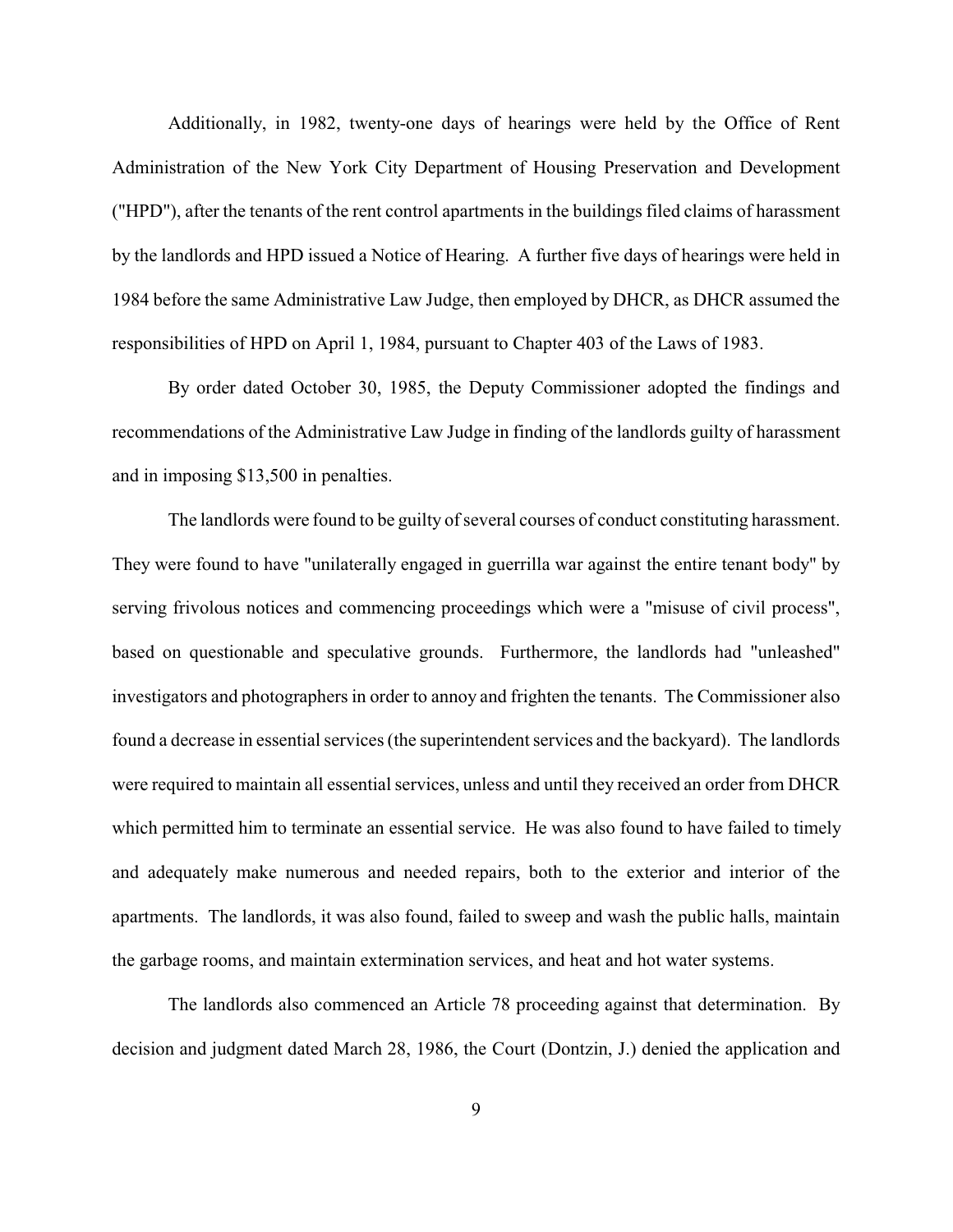Additionally, in 1982, twenty-one days of hearings were held by the Office of Rent Administration of the New York City Department of Housing Preservation and Development ("HPD"), after the tenants of the rent control apartments in the buildings filed claims of harassment by the landlords and HPD issued a Notice of Hearing. A further five days of hearings were held in 1984 before the same Administrative Law Judge, then employed by DHCR, as DHCR assumed the responsibilities of HPD on April 1, 1984, pursuant to Chapter 403 of the Laws of 1983.

By order dated October 30, 1985, the Deputy Commissioner adopted the findings and recommendations of the Administrative Law Judge in finding of the landlords guilty of harassment and in imposing $13,500 in penalties.

The landlords were found to be guilty of several courses of conduct constituting harassment. They were found to have "unilaterally engaged in guerrilla war against the entire tenant body" by serving frivolous notices and commencing proceedings which were a "misuse of civil process", based on questionable and speculative grounds. Furthermore, the landlords had "unleashed" investigators and photographers in order to annoy and frighten the tenants. The Commissioner also found a decrease in essential services (the superintendent services and the backyard). The landlords were required to maintain all essential services, unless and until they received an order from DHCR which permitted him to terminate an essential service. He was also found to have failed to timely and adequately make numerous and needed repairs, both to the exterior and interior of the apartments. The landlords, it was also found, failed to sweep and wash the public halls, maintain the garbage rooms, and maintain extermination services, and heat and hot water systems.

The landlords also commenced an Article 78 proceeding against that determination. By decision and judgment dated March 28, 1986, the Court (Dontzin, J.) denied the application and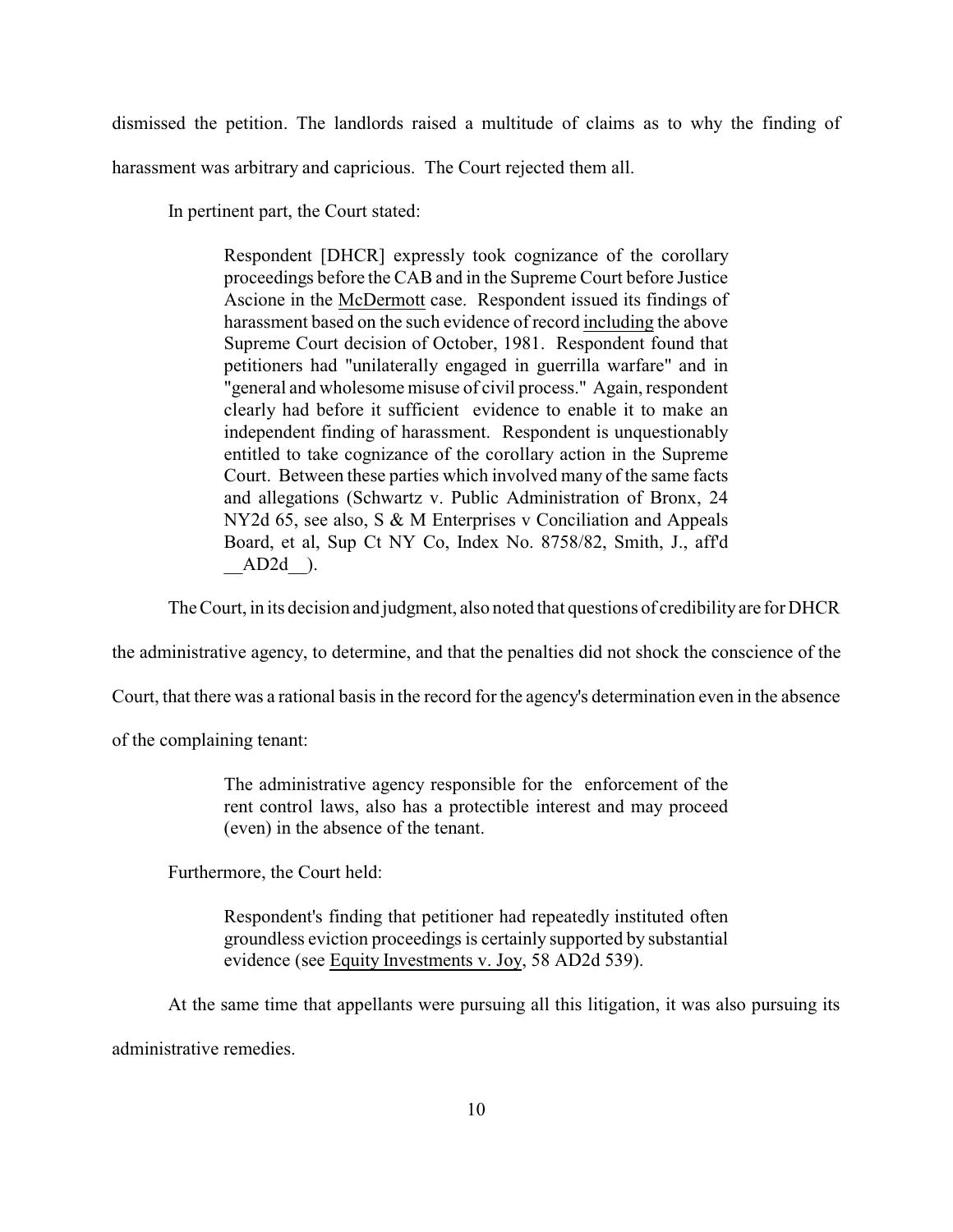dismissed the petition. The landlords raised a multitude of claims as to why the finding of harassment was arbitrary and capricious. The Court rejected them all.

In pertinent part, the Court stated:

> Respondent [DHCR] expressly took cognizance of the corollary proceedings before the CAB and in the Supreme Court before Justice Ascione in the McDermott case. Respondent issued its findings of harassment based on the such evidence of record including the above Supreme Court decision of October, 1981. Respondent found that petitioners had "unilaterally engaged in guerrilla warfare" and in "general and wholesome misuse of civil process." Again, respondent clearly had before it sufficient evidence to enable it to make an independent finding of harassment. Respondent is unquestionably entitled to take cognizance of the corollary action in the Supreme Court. Between these parties which involved many of the same facts and allegations (Schwartz v. Public Administration of Bronx, 24 NY2d 65, see also, S & M Enterprises v Conciliation and Appeals Board, et al, Sup Ct NY Co, Index No. 8758/82, Smith, J., aff'd __AD2d__).

The Court, in its decision and judgment, also noted that questions of credibility are for DHCR the administrative agency, to determine, and that the penalties did not shock the conscience of the Court, that there was a rational basis in the record for the agency's determination even in the absence of the complaining tenant:

> The administrative agency responsible for the enforcement of the rent control laws, also has a protectible interest and may proceed (even) in the absence of the tenant.

Furthermore, the Court held:

> Respondent's finding that petitioner had repeatedly instituted often groundless eviction proceedings is certainly supported by substantial evidence (see Equity Investments v. Joy, 58 AD2d 539).

At the same time that appellants were pursuing all this litigation, it was also pursuing its administrative remedies.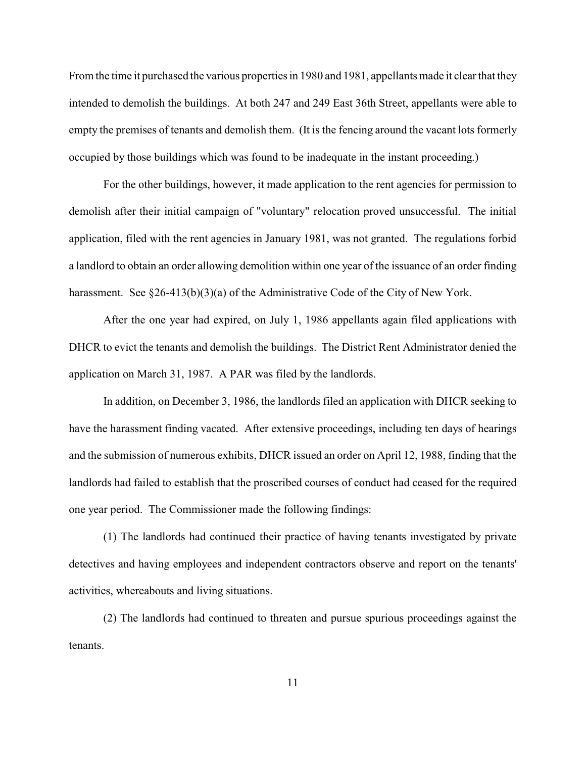From the time it purchased the various properties in 1980 and 1981, appellants made it clear that they intended to demolish the buildings. At both 247 and 249 East 36th Street, appellants were able to empty the premises of tenants and demolish them. (It is the fencing around the vacant lots formerly occupied by those buildings which was found to be inadequate in the instant proceeding.)

For the other buildings, however, it made application to the rent agencies for permission to demolish after their initial campaign of "voluntary" relocation proved unsuccessful. The initial application, filed with the rent agencies in January 1981, was not granted. The regulations forbid a landlord to obtain an order allowing demolition within one year of the issuance of an order finding harassment. See §26-413(b)(3)(a) of the Administrative Code of the City of New York.

After the one year had expired, on July 1, 1986 appellants again filed applications with DHCR to evict the tenants and demolish the buildings. The District Rent Administrator denied the application on March 31, 1987. A PAR was filed by the landlords.

In addition, on December 3, 1986, the landlords filed an application with DHCR seeking to have the harassment finding vacated. After extensive proceedings, including ten days of hearings and the submission of numerous exhibits, DHCR issued an order on April 12, 1988, finding that the landlords had failed to establish that the proscribed courses of conduct had ceased for the required one year period. The Commissioner made the following findings:

(1) The landlords had continued their practice of having tenants investigated by private detectives and having employees and independent contractors observe and report on the tenants' activities, whereabouts and living situations.

(2) The landlords had continued to threaten and pursue spurious proceedings against the tenants.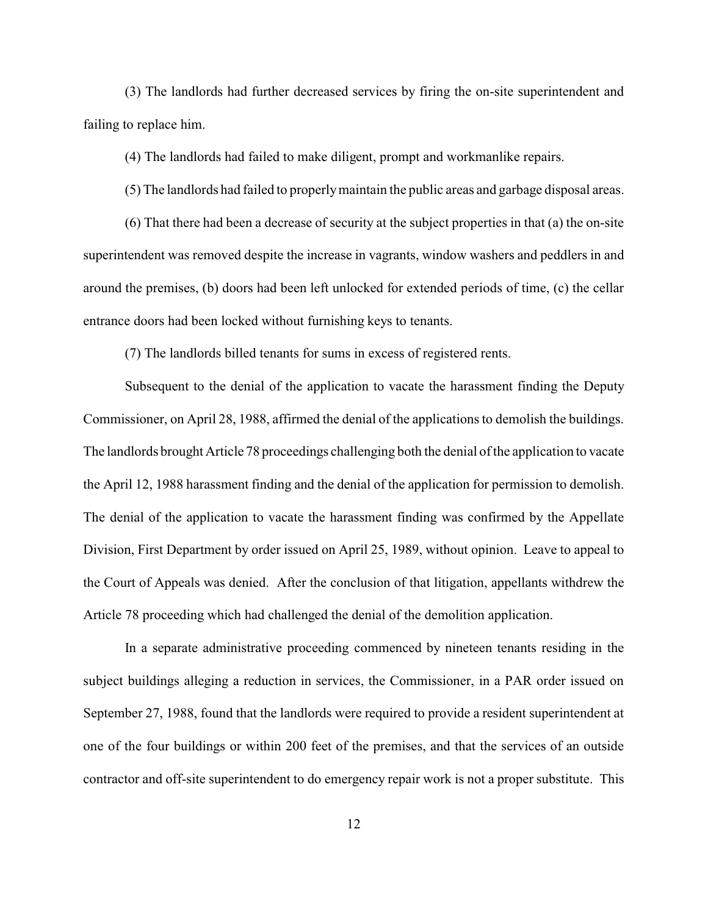(3) The landlords had further decreased services by firing the on-site superintendent and failing to replace him.

(4) The landlords had failed to make diligent, prompt and workmanlike repairs.

(5) The landlords had failed to properly maintain the public areas and garbage disposal areas.

(6) That there had been a decrease of security at the subject properties in that (a) the on-site superintendent was removed despite the increase in vagrants, window washers and peddlers in and around the premises, (b) doors had been left unlocked for extended periods of time, (c) the cellar entrance doors had been locked without furnishing keys to tenants.

(7) The landlords billed tenants for sums in excess of registered rents.

Subsequent to the denial of the application to vacate the harassment finding the Deputy Commissioner, on April 28, 1988, affirmed the denial of the applications to demolish the buildings. The landlords brought Article 78 proceedings challenging both the denial of the application to vacate the April 12, 1988 harassment finding and the denial of the application for permission to demolish. The denial of the application to vacate the harassment finding was confirmed by the Appellate Division, First Department by order issued on April 25, 1989, without opinion. Leave to appeal to the Court of Appeals was denied. After the conclusion of that litigation, appellants withdrew the Article 78 proceeding which had challenged the denial of the demolition application.

In a separate administrative proceeding commenced by nineteen tenants residing in the subject buildings alleging a reduction in services, the Commissioner, in a PAR order issued on September 27, 1988, found that the landlords were required to provide a resident superintendent at one of the four buildings or within 200 feet of the premises, and that the services of an outside contractor and off-site superintendent to do emergency repair work is not a proper substitute. This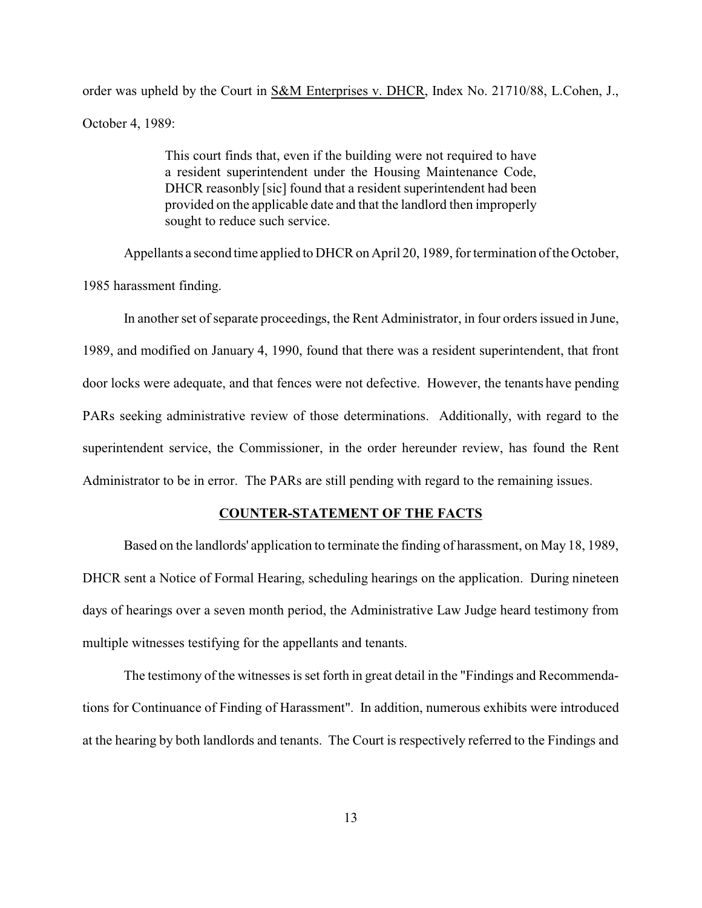order was upheld by the Court in S&M Enterprises v. DHCR, Index No. 21710/88, L.Cohen, J., October 4, 1989:

> This court finds that, even if the building were not required to have a resident superintendent under the Housing Maintenance Code, DHCR reasonbly [sic] found that a resident superintendent had been provided on the applicable date and that the landlord then improperly sought to reduce such service.

Appellants a second time applied to DHCR on April 20, 1989, for termination of the October, 1985 harassment finding.

In another set of separate proceedings, the Rent Administrator, in four orders issued in June, 1989, and modified on January 4, 1990, found that there was a resident superintendent, that front door locks were adequate, and that fences were not defective. However, the tenants have pending PARs seeking administrative review of those determinations. Additionally, with regard to the superintendent service, the Commissioner, in the order hereunder review, has found the Rent Administrator to be in error. The PARs are still pending with regard to the remaining issues.

## COUNTER-STATEMENT OF THE FACTS

Based on the landlords' application to terminate the finding of harassment, on May 18, 1989, DHCR sent a Notice of Formal Hearing, scheduling hearings on the application. During nineteen days of hearings over a seven month period, the Administrative Law Judge heard testimony from multiple witnesses testifying for the appellants and tenants.

The testimony of the witnesses is set forth in great detail in the "Findings and Recommendations for Continuance of Finding of Harassment". In addition, numerous exhibits were introduced at the hearing by both landlords and tenants. The Court is respectively referred to the Findings and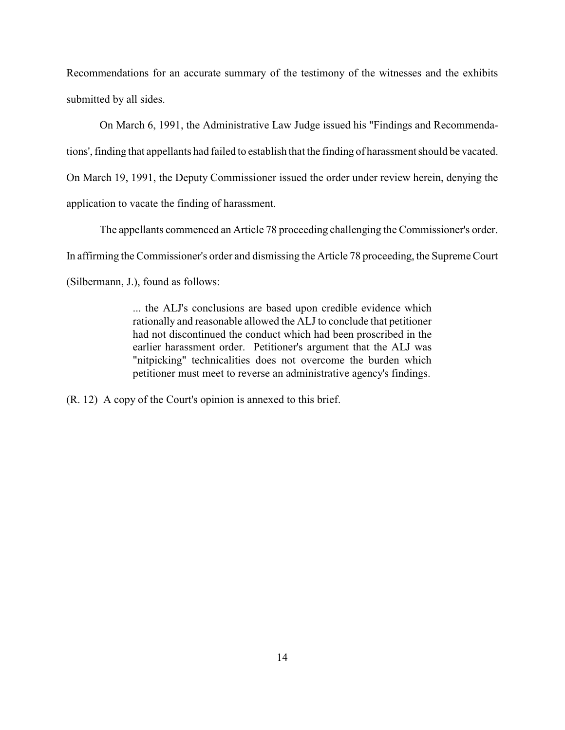Recommendations for an accurate summary of the testimony of the witnesses and the exhibits submitted by all sides.

On March 6, 1991, the Administrative Law Judge issued his "Findings and Recommendations', finding that appellants had failed to establish that the finding of harassment should be vacated. On March 19, 1991, the Deputy Commissioner issued the order under review herein, denying the application to vacate the finding of harassment.

The appellants commenced an Article 78 proceeding challenging the Commissioner's order. In affirming the Commissioner's order and dismissing the Article 78 proceeding, the Supreme Court (Silbermann, J.), found as follows:

> ... the ALJ's conclusions are based upon credible evidence which rationally and reasonable allowed the ALJ to conclude that petitioner had not discontinued the conduct which had been proscribed in the earlier harassment order. Petitioner's argument that the ALJ was "nitpicking" technicalities does not overcome the burden which petitioner must meet to reverse an administrative agency's findings.

(R. 12) A copy of the Court's opinion is annexed to this brief.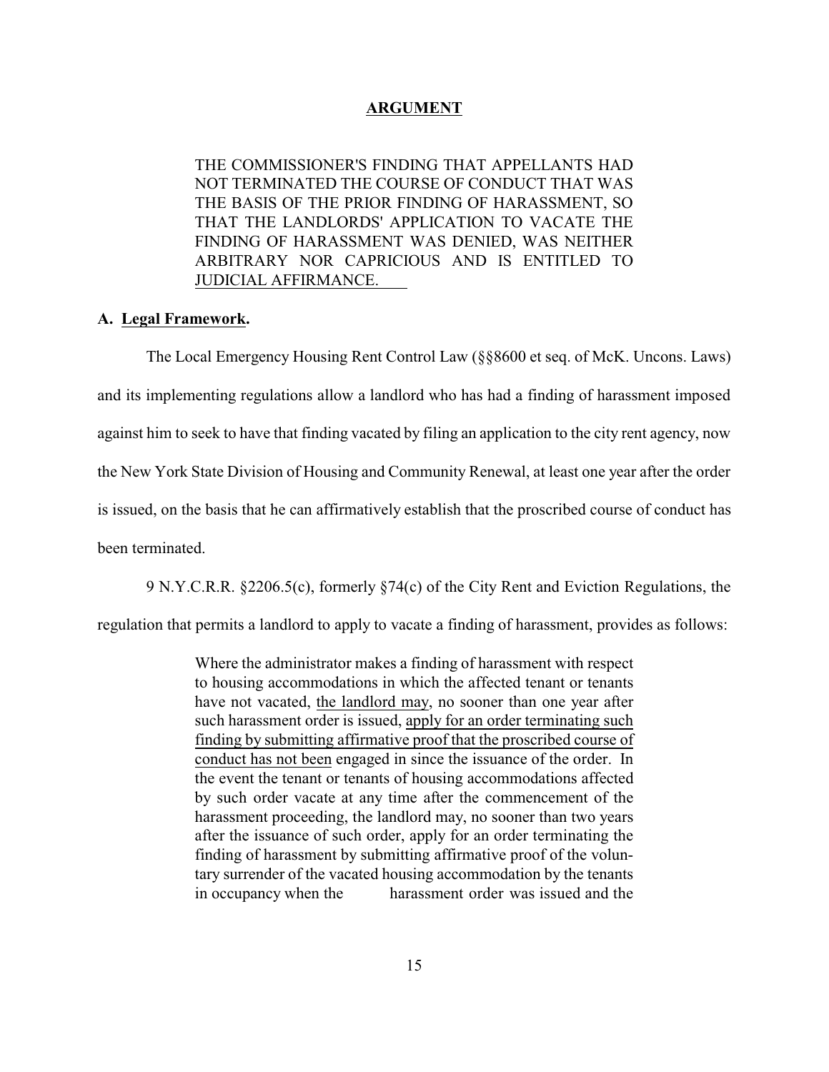## ARGUMENT

THE COMMISSIONER'S FINDING THAT APPELLANTS HAD NOT TERMINATED THE COURSE OF CONDUCT THAT WAS THE BASIS OF THE PRIOR FINDING OF HARASSMENT, SO THAT THE LANDLORDS' APPLICATION TO VACATE THE FINDING OF HARASSMENT WAS DENIED, WAS NEITHER ARBITRARY NOR CAPRICIOUS AND IS ENTITLED TO JUDICIAL AFFIRMANCE.

### A. Legal Framework.

The Local Emergency Housing Rent Control Law (§§8600 et seq. of McK. Uncons. Laws) and its implementing regulations allow a landlord who has had a finding of harassment imposed against him to seek to have that finding vacated by filing an application to the city rent agency, now the New York State Division of Housing and Community Renewal, at least one year after the order is issued, on the basis that he can affirmatively establish that the proscribed course of conduct has been terminated.

9 N.Y.C.R.R. §2206.5(c), formerly §74(c) of the City Rent and Eviction Regulations, the regulation that permits a landlord to apply to vacate a finding of harassment, provides as follows:

> Where the administrator makes a finding of harassment with respect to housing accommodations in which the affected tenant or tenants have not vacated, the landlord may, no sooner than one year after such harassment order is issued, apply for an order terminating such finding by submitting affirmative proof that the proscribed course of conduct has not been engaged in since the issuance of the order. In the event the tenant or tenants of housing accommodations affected by such order vacate at any time after the commencement of the harassment proceeding, the landlord may, no sooner than two years after the issuance of such order, apply for an order terminating the finding of harassment by submitting affirmative proof of the voluntary surrender of the vacated housing accommodation by the tenants in occupancy when the harassment order was issued and the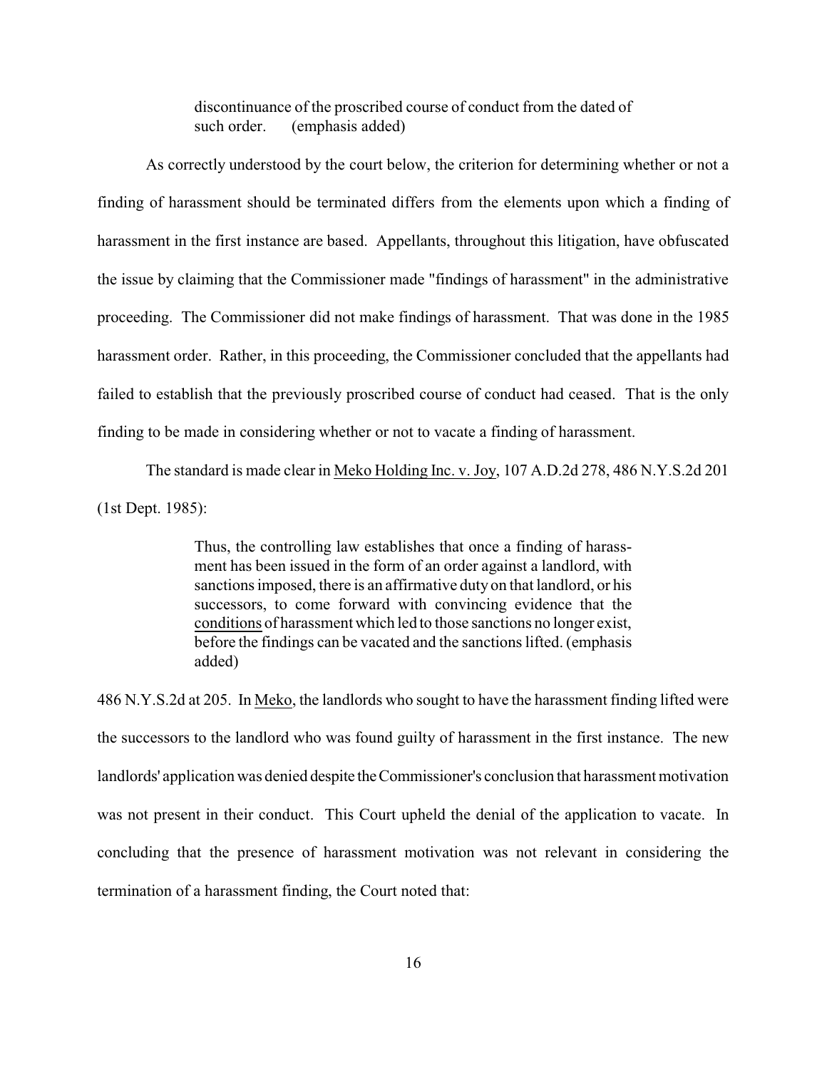> discontinuance of the proscribed course of conduct from the dated of such order. (emphasis added)

As correctly understood by the court below, the criterion for determining whether or not a finding of harassment should be terminated differs from the elements upon which a finding of harassment in the first instance are based. Appellants, throughout this litigation, have obfuscated the issue by claiming that the Commissioner made "findings of harassment" in the administrative proceeding. The Commissioner did not make findings of harassment. That was done in the 1985 harassment order. Rather, in this proceeding, the Commissioner concluded that the appellants had failed to establish that the previously proscribed course of conduct had ceased. That is the only finding to be made in considering whether or not to vacate a finding of harassment.

The standard is made clear in Meko Holding Inc. v. Joy, 107 A.D.2d 278, 486 N.Y.S.2d 201 (1st Dept. 1985):

> Thus, the controlling law establishes that once a finding of harassment has been issued in the form of an order against a landlord, with sanctions imposed, there is an affirmative duty on that landlord, or his successors, to come forward with convincing evidence that the conditions of harassment which led to those sanctions no longer exist, before the findings can be vacated and the sanctions lifted. (emphasis added)

486 N.Y.S.2d at 205. In Meko, the landlords who sought to have the harassment finding lifted were the successors to the landlord who was found guilty of harassment in the first instance. The new landlords' application was denied despite the Commissioner's conclusion that harassment motivation was not present in their conduct. This Court upheld the denial of the application to vacate. In concluding that the presence of harassment motivation was not relevant in considering the termination of a harassment finding, the Court noted that: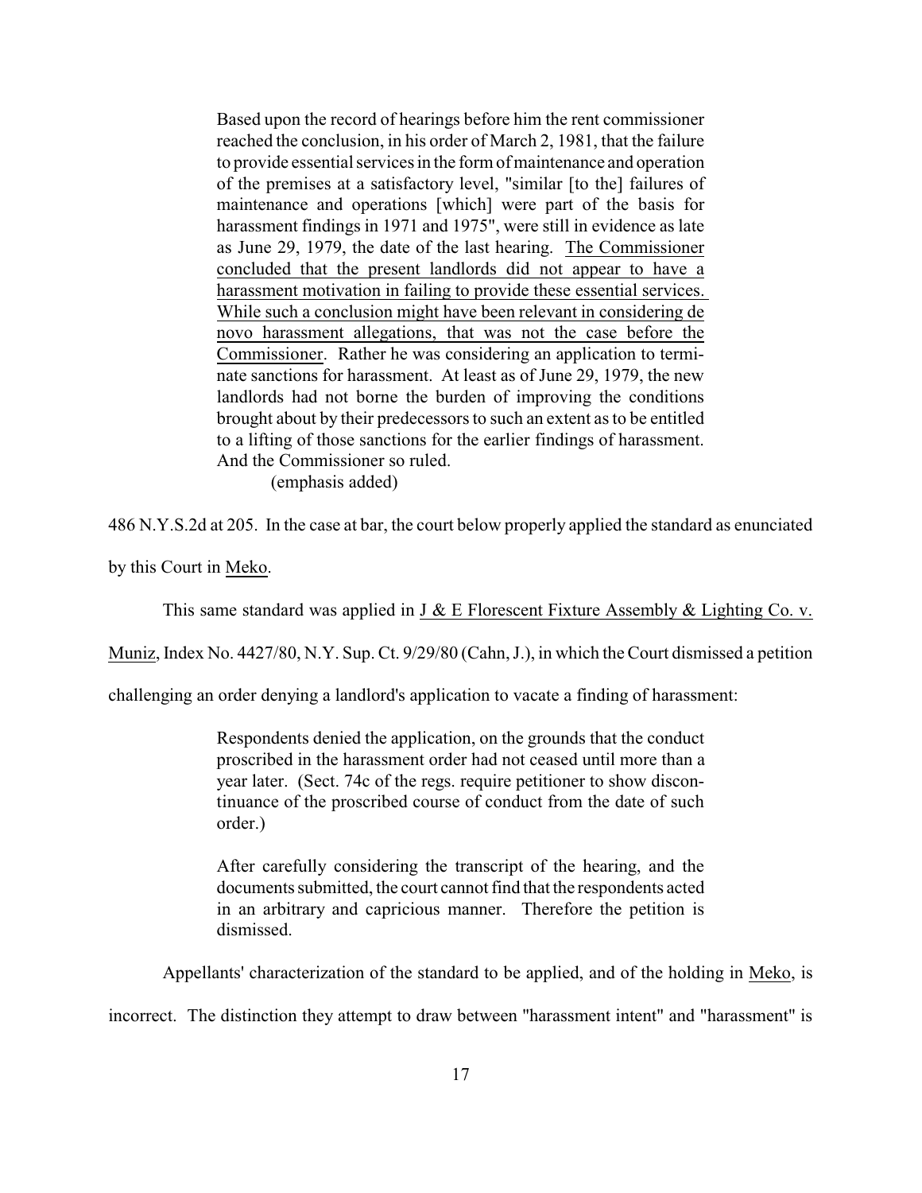> Based upon the record of hearings before him the rent commissioner reached the conclusion, in his order of March 2, 1981, that the failure to provide essential services in the form of maintenance and operation of the premises at a satisfactory level, "similar [to the] failures of maintenance and operations [which] were part of the basis for harassment findings in 1971 and 1975", were still in evidence as late as June 29, 1979, the date of the last hearing. <u>The Commissioner concluded that the present landlords did not appear to have a harassment motivation in failing to provide these essential services. While such a conclusion might have been relevant in considering de novo harassment allegations, that was not the case before the Commissioner</u>. Rather he was considering an application to terminate sanctions for harassment. At least as of June 29, 1979, the new landlords had not borne the burden of improving the conditions brought about by their predecessors to such an extent as to be entitled to a lifting of those sanctions for the earlier findings of harassment. And the Commissioner so ruled.
>
> (emphasis added)

486 N.Y.S.2d at 205. In the case at bar, the court below properly applied the standard as enunciated by this Court in <u>Meko</u>.

This same standard was applied in <u>J & E Florescent Fixture Assembly & Lighting Co. v. Muniz</u>, Index No. 4427/80, N.Y. Sup. Ct. 9/29/80 (Cahn, J.), in which the Court dismissed a petition challenging an order denying a landlord's application to vacate a finding of harassment:

> Respondents denied the application, on the grounds that the conduct proscribed in the harassment order had not ceased until more than a year later. (Sect. 74c of the regs. require petitioner to show discontinuance of the proscribed course of conduct from the date of such order.)
>
> After carefully considering the transcript of the hearing, and the documents submitted, the court cannot find that the respondents acted in an arbitrary and capricious manner. Therefore the petition is dismissed.

Appellants' characterization of the standard to be applied, and of the holding in <u>Meko</u>, is incorrect. The distinction they attempt to draw between "harassment intent" and "harassment" is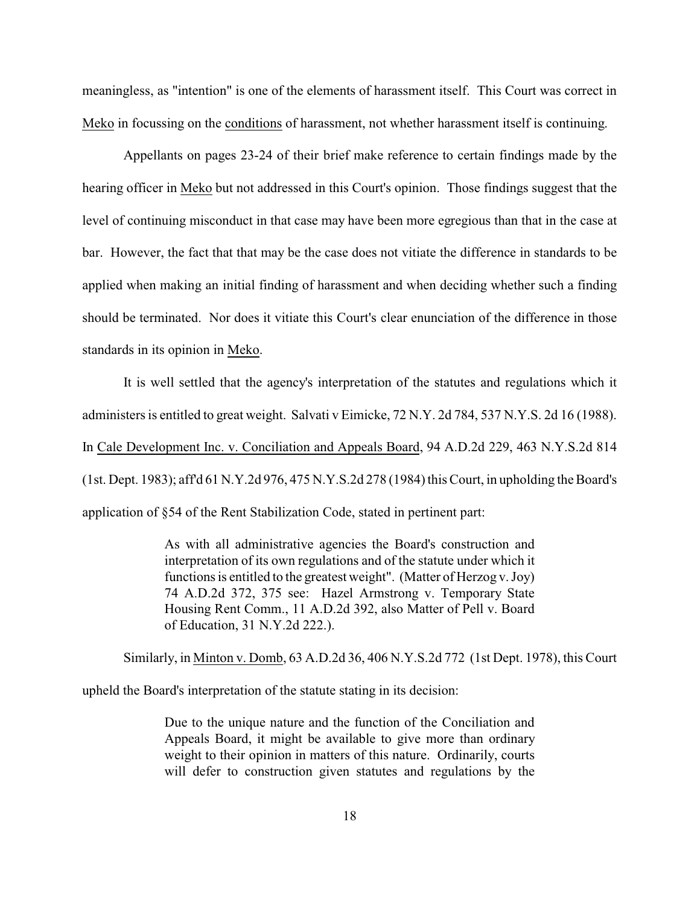meaningless, as "intention" is one of the elements of harassment itself. This Court was correct in Meko in focussing on the conditions of harassment, not whether harassment itself is continuing.

Appellants on pages 23-24 of their brief make reference to certain findings made by the hearing officer in Meko but not addressed in this Court's opinion. Those findings suggest that the level of continuing misconduct in that case may have been more egregious than that in the case at bar. However, the fact that that may be the case does not vitiate the difference in standards to be applied when making an initial finding of harassment and when deciding whether such a finding should be terminated. Nor does it vitiate this Court's clear enunciation of the difference in those standards in its opinion in Meko.

It is well settled that the agency's interpretation of the statutes and regulations which it administers is entitled to great weight. Salvati v Eimicke, 72 N.Y. 2d 784, 537 N.Y.S. 2d 16 (1988). In Cale Development Inc. v. Conciliation and Appeals Board, 94 A.D.2d 229, 463 N.Y.S.2d 814 (1st. Dept. 1983); aff'd 61 N.Y.2d 976, 475 N.Y.S.2d 278 (1984) this Court, in upholding the Board's application of §54 of the Rent Stabilization Code, stated in pertinent part:

> As with all administrative agencies the Board's construction and interpretation of its own regulations and of the statute under which it functions is entitled to the greatest weight". (Matter of Herzog v. Joy) 74 A.D.2d 372, 375 see: Hazel Armstrong v. Temporary State Housing Rent Comm., 11 A.D.2d 392, also Matter of Pell v. Board of Education, 31 N.Y.2d 222.).

Similarly, in Minton v. Domb, 63 A.D.2d 36, 406 N.Y.S.2d 772 (1st Dept. 1978), this Court upheld the Board's interpretation of the statute stating in its decision:

> Due to the unique nature and the function of the Conciliation and Appeals Board, it might be available to give more than ordinary weight to their opinion in matters of this nature. Ordinarily, courts will defer to construction given statutes and regulations by the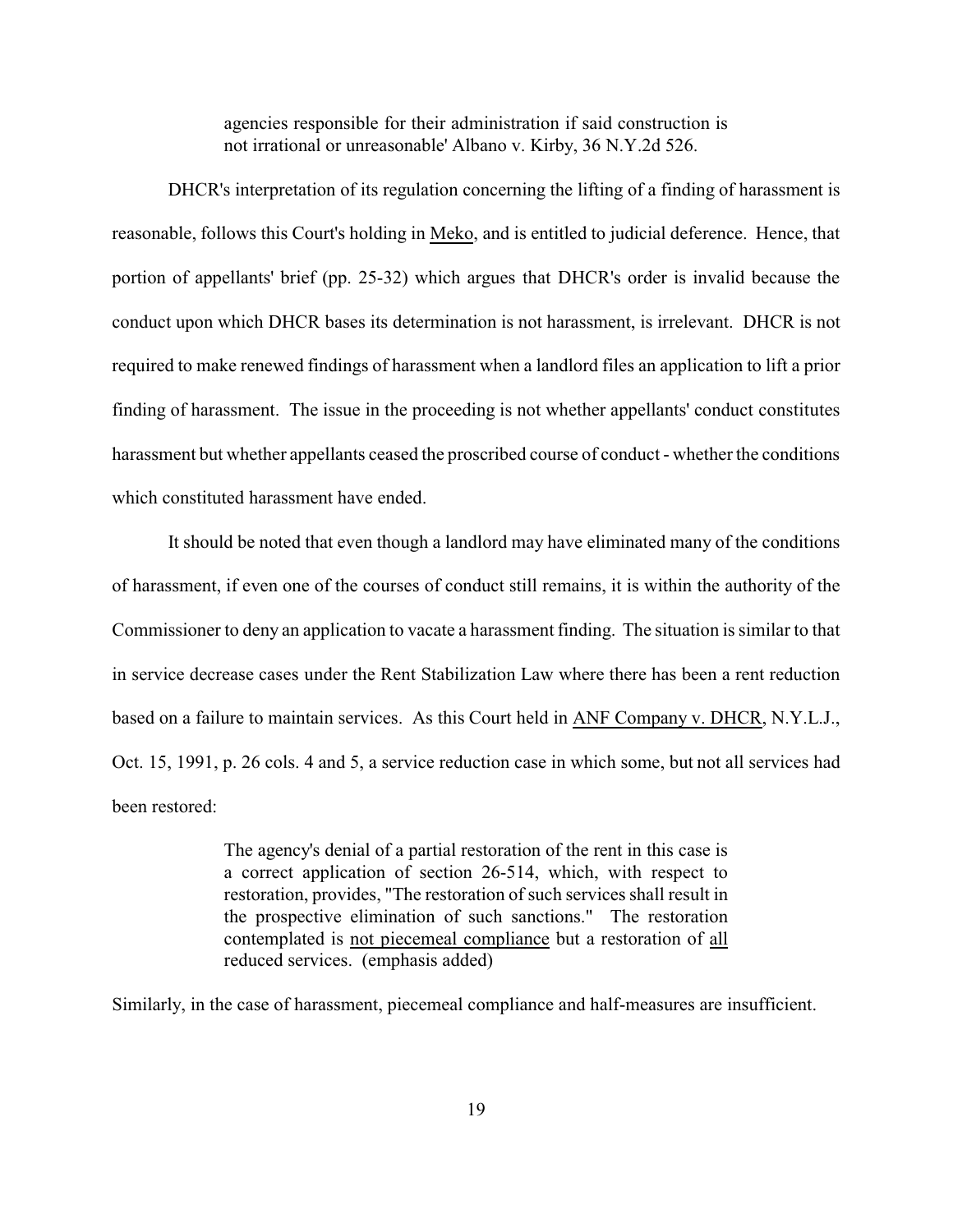> agencies responsible for their administration if said construction is not irrational or unreasonable' Albano v. Kirby, 36 N.Y.2d 526.

DHCR's interpretation of its regulation concerning the lifting of a finding of harassment is reasonable, follows this Court's holding in Meko, and is entitled to judicial deference. Hence, that portion of appellants' brief (pp. 25-32) which argues that DHCR's order is invalid because the conduct upon which DHCR bases its determination is not harassment, is irrelevant. DHCR is not required to make renewed findings of harassment when a landlord files an application to lift a prior finding of harassment. The issue in the proceeding is not whether appellants' conduct constitutes harassment but whether appellants ceased the proscribed course of conduct - whether the conditions which constituted harassment have ended.

It should be noted that even though a landlord may have eliminated many of the conditions of harassment, if even one of the courses of conduct still remains, it is within the authority of the Commissioner to deny an application to vacate a harassment finding. The situation is similar to that in service decrease cases under the Rent Stabilization Law where there has been a rent reduction based on a failure to maintain services. As this Court held in ANF Company v. DHCR, N.Y.L.J., Oct. 15, 1991, p. 26 cols. 4 and 5, a service reduction case in which some, but not all services had been restored:

> The agency's denial of a partial restoration of the rent in this case is a correct application of section 26-514, which, with respect to restoration, provides, "The restoration of such services shall result in the prospective elimination of such sanctions." The restoration contemplated is not piecemeal compliance but a restoration of all reduced services. (emphasis added)

Similarly, in the case of harassment, piecemeal compliance and half-measures are insufficient.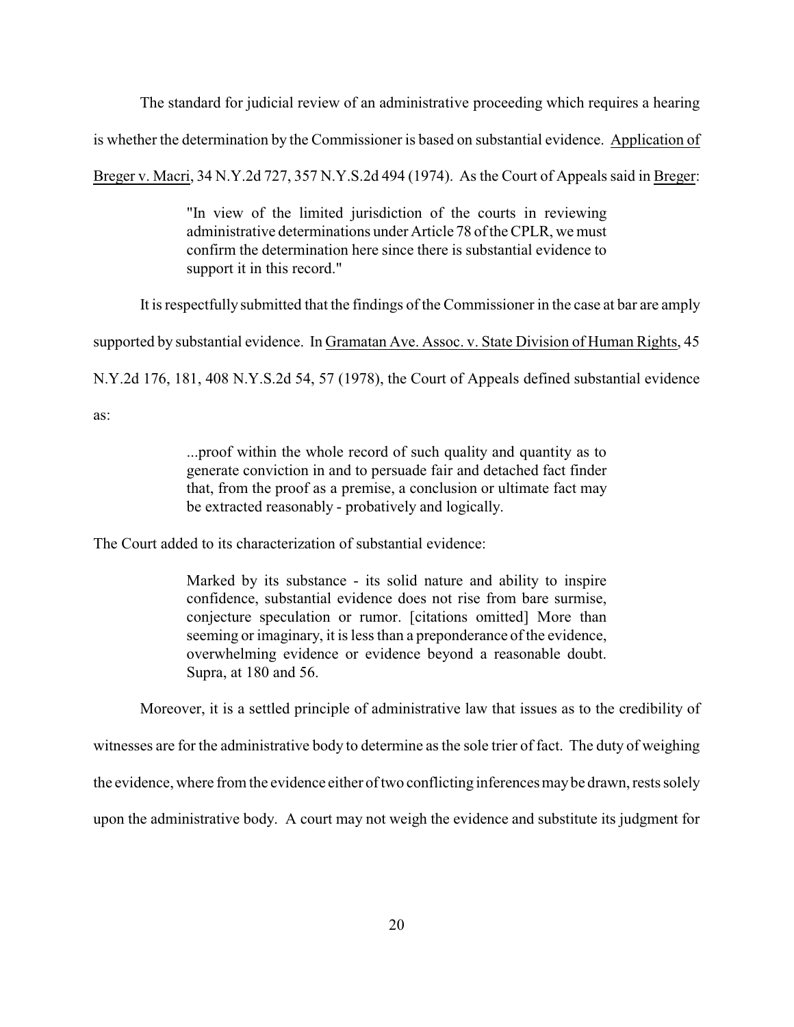The standard for judicial review of an administrative proceeding which requires a hearing is whether the determination by the Commissioner is based on substantial evidence. Application of Breger v. Macri, 34 N.Y.2d 727, 357 N.Y.S.2d 494 (1974). As the Court of Appeals said in Breger:

> "In view of the limited jurisdiction of the courts in reviewing administrative determinations under Article 78 of the CPLR, we must confirm the determination here since there is substantial evidence to support it in this record."

It is respectfully submitted that the findings of the Commissioner in the case at bar are amply supported by substantial evidence. In Gramatan Ave. Assoc. v. State Division of Human Rights, 45 N.Y.2d 176, 181, 408 N.Y.S.2d 54, 57 (1978), the Court of Appeals defined substantial evidence as:

> ...proof within the whole record of such quality and quantity as to generate conviction in and to persuade fair and detached fact finder that, from the proof as a premise, a conclusion or ultimate fact may be extracted reasonably - probatively and logically.

The Court added to its characterization of substantial evidence:

> Marked by its substance - its solid nature and ability to inspire confidence, substantial evidence does not rise from bare surmise, conjecture speculation or rumor. [citations omitted] More than seeming or imaginary, it is less than a preponderance of the evidence, overwhelming evidence or evidence beyond a reasonable doubt. Supra, at 180 and 56.

Moreover, it is a settled principle of administrative law that issues as to the credibility of witnesses are for the administrative body to determine as the sole trier of fact. The duty of weighing the evidence, where from the evidence either of two conflicting inferences may be drawn, rests solely upon the administrative body. A court may not weigh the evidence and substitute its judgment for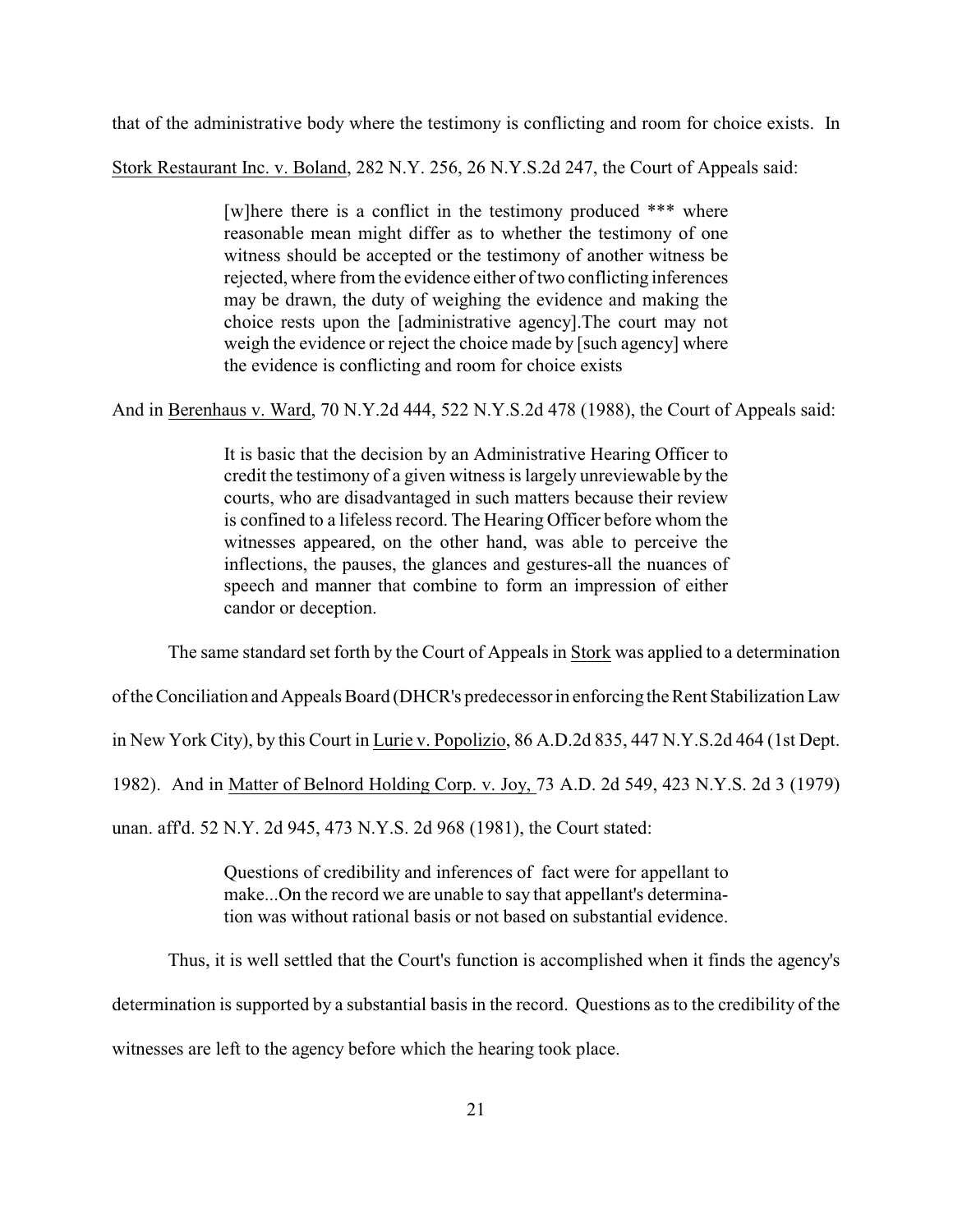that of the administrative body where the testimony is conflicting and room for choice exists. In Stork Restaurant Inc. v. Boland, 282 N.Y. 256, 26 N.Y.S.2d 247, the Court of Appeals said:

> [w]here there is a conflict in the testimony produced *** where reasonable mean might differ as to whether the testimony of one witness should be accepted or the testimony of another witness be rejected, where from the evidence either of two conflicting inferences may be drawn, the duty of weighing the evidence and making the choice rests upon the [administrative agency].The court may not weigh the evidence or reject the choice made by [such agency] where the evidence is conflicting and room for choice exists

And in Berenhaus v. Ward, 70 N.Y.2d 444, 522 N.Y.S.2d 478 (1988), the Court of Appeals said:

> It is basic that the decision by an Administrative Hearing Officer to credit the testimony of a given witness is largely unreviewable by the courts, who are disadvantaged in such matters because their review is confined to a lifeless record. The Hearing Officer before whom the witnesses appeared, on the other hand, was able to perceive the inflections, the pauses, the glances and gestures-all the nuances of speech and manner that combine to form an impression of either candor or deception.

The same standard set forth by the Court of Appeals in Stork was applied to a determination of the Conciliation and Appeals Board (DHCR's predecessor in enforcing the Rent Stabilization Law in New York City), by this Court in Lurie v. Popolizio, 86 A.D.2d 835, 447 N.Y.S.2d 464 (1st Dept. 1982). And in Matter of Belnord Holding Corp. v. Joy, 73 A.D. 2d 549, 423 N.Y.S. 2d 3 (1979) unan. aff'd. 52 N.Y. 2d 945, 473 N.Y.S. 2d 968 (1981), the Court stated:

> Questions of credibility and inferences of fact were for appellant to make...On the record we are unable to say that appellant's determination was without rational basis or not based on substantial evidence.

Thus, it is well settled that the Court's function is accomplished when it finds the agency's determination is supported by a substantial basis in the record. Questions as to the credibility of the witnesses are left to the agency before which the hearing took place.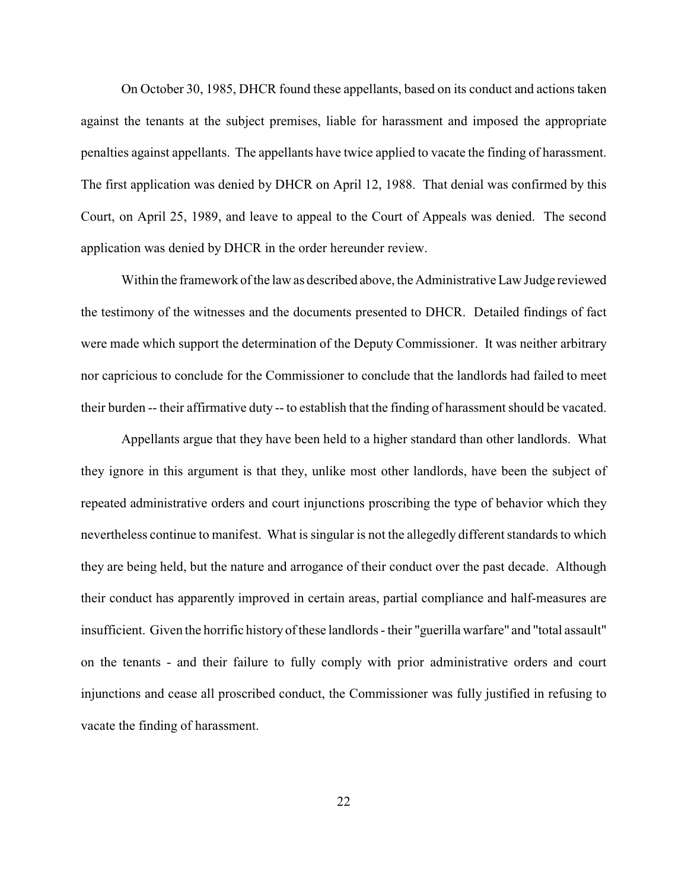On October 30, 1985, DHCR found these appellants, based on its conduct and actions taken against the tenants at the subject premises, liable for harassment and imposed the appropriate penalties against appellants. The appellants have twice applied to vacate the finding of harassment. The first application was denied by DHCR on April 12, 1988. That denial was confirmed by this Court, on April 25, 1989, and leave to appeal to the Court of Appeals was denied. The second application was denied by DHCR in the order hereunder review.

Within the framework of the law as described above, the Administrative Law Judge reviewed the testimony of the witnesses and the documents presented to DHCR. Detailed findings of fact were made which support the determination of the Deputy Commissioner. It was neither arbitrary nor capricious to conclude for the Commissioner to conclude that the landlords had failed to meet their burden -- their affirmative duty -- to establish that the finding of harassment should be vacated.

Appellants argue that they have been held to a higher standard than other landlords. What they ignore in this argument is that they, unlike most other landlords, have been the subject of repeated administrative orders and court injunctions proscribing the type of behavior which they nevertheless continue to manifest. What is singular is not the allegedly different standards to which they are being held, but the nature and arrogance of their conduct over the past decade. Although their conduct has apparently improved in certain areas, partial compliance and half-measures are insufficient. Given the horrific history of these landlords - their "guerilla warfare" and "total assault" on the tenants - and their failure to fully comply with prior administrative orders and court injunctions and cease all proscribed conduct, the Commissioner was fully justified in refusing to vacate the finding of harassment.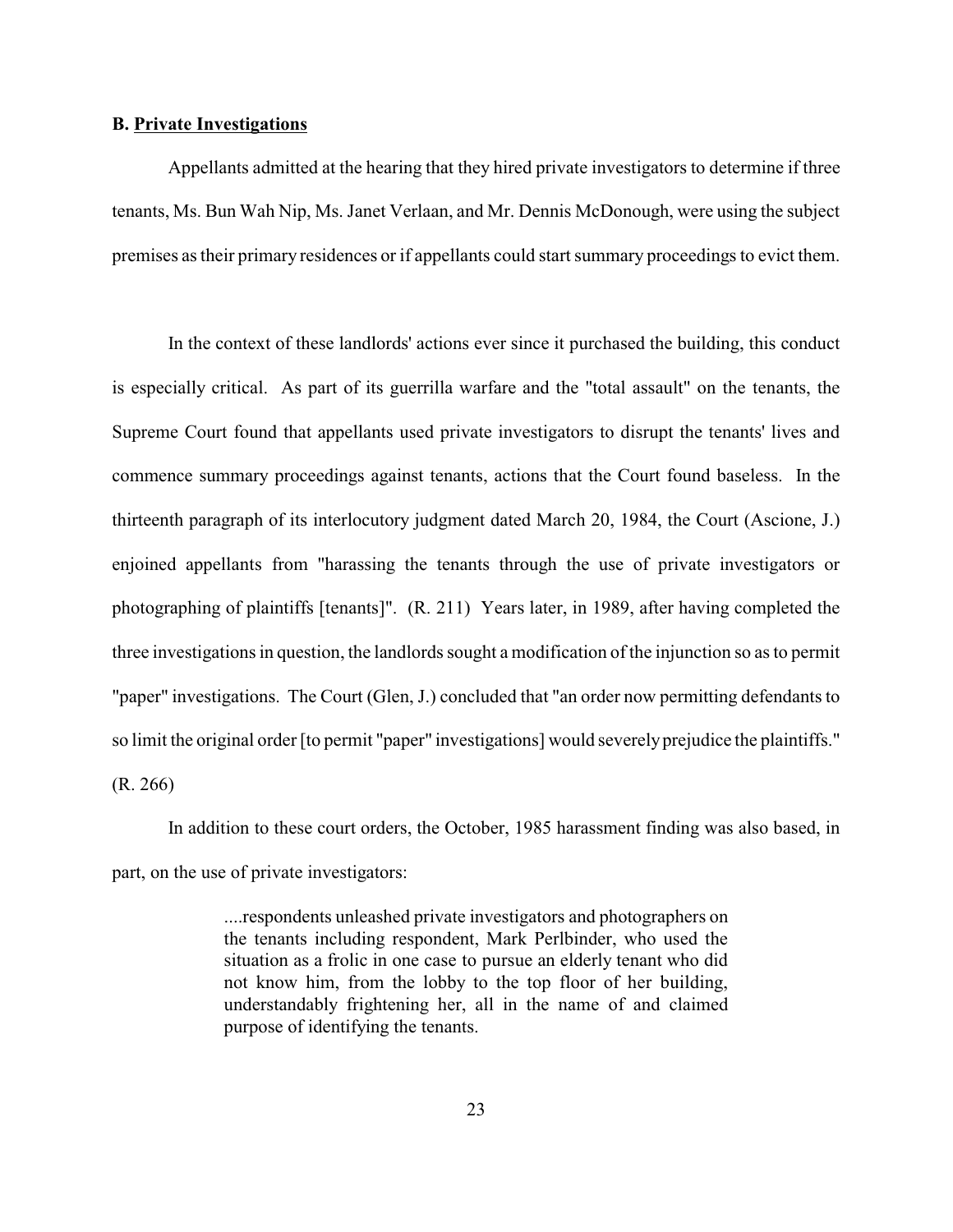**B. Private Investigations**

Appellants admitted at the hearing that they hired private investigators to determine if three tenants, Ms. Bun Wah Nip, Ms. Janet Verlaan, and Mr. Dennis McDonough, were using the subject premises as their primary residences or if appellants could start summary proceedings to evict them.

In the context of these landlords' actions ever since it purchased the building, this conduct is especially critical. As part of its guerrilla warfare and the "total assault" on the tenants, the Supreme Court found that appellants used private investigators to disrupt the tenants' lives and commence summary proceedings against tenants, actions that the Court found baseless. In the thirteenth paragraph of its interlocutory judgment dated March 20, 1984, the Court (Ascione, J.) enjoined appellants from "harassing the tenants through the use of private investigators or photographing of plaintiffs [tenants]". (R. 211) Years later, in 1989, after having completed the three investigations in question, the landlords sought a modification of the injunction so as to permit "paper" investigations. The Court (Glen, J.) concluded that "an order now permitting defendants to so limit the original order [to permit "paper" investigations] would severely prejudice the plaintiffs." (R. 266)

In addition to these court orders, the October, 1985 harassment finding was also based, in part, on the use of private investigators:

> ....respondents unleashed private investigators and photographers on the tenants including respondent, Mark Perlbinder, who used the situation as a frolic in one case to pursue an elderly tenant who did not know him, from the lobby to the top floor of her building, understandably frightening her, all in the name of and claimed purpose of identifying the tenants.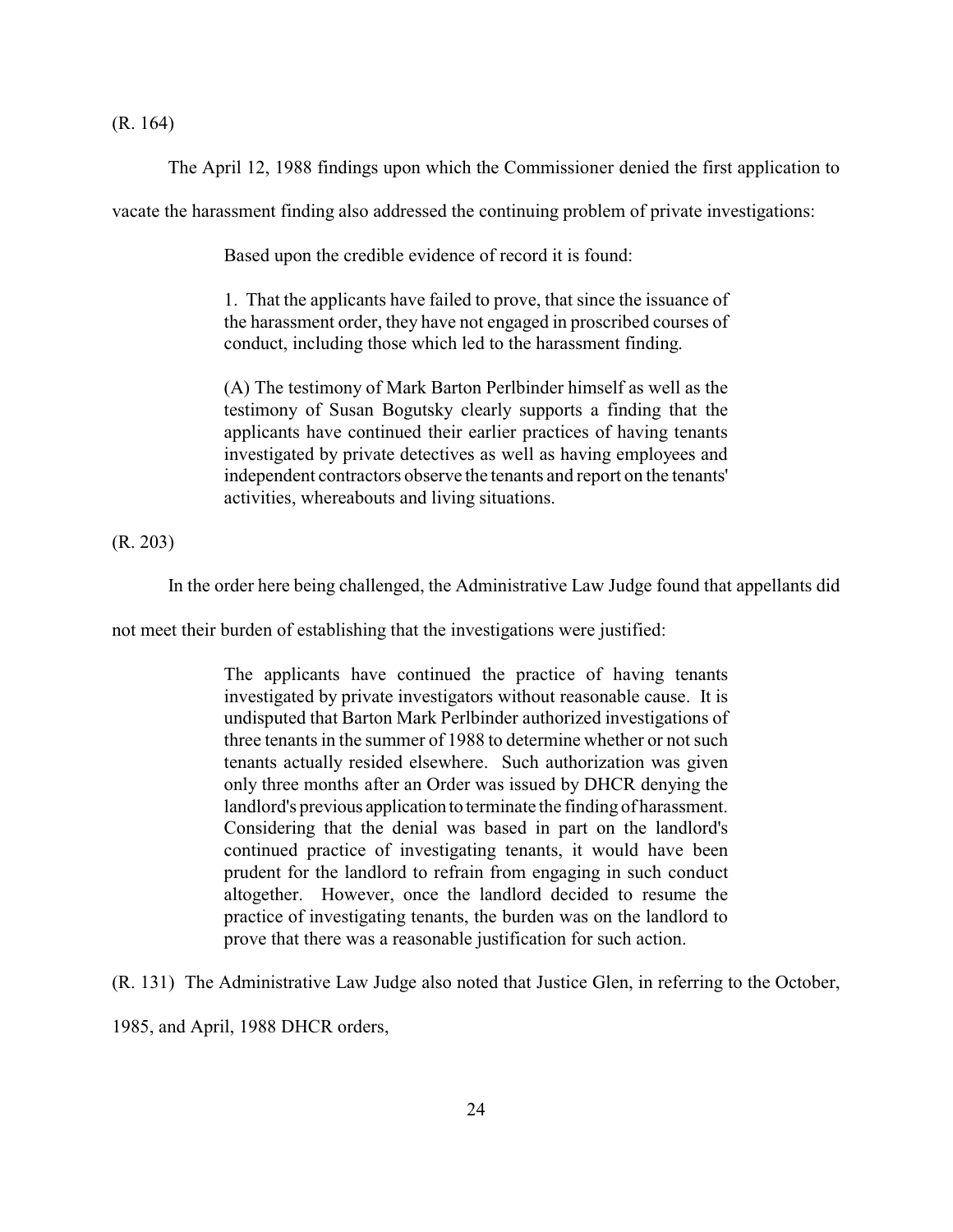(R. 164)

The April 12, 1988 findings upon which the Commissioner denied the first application to vacate the harassment finding also addressed the continuing problem of private investigations:

> Based upon the credible evidence of record it is found:
>
> 1. That the applicants have failed to prove, that since the issuance of the harassment order, they have not engaged in proscribed courses of conduct, including those which led to the harassment finding.
>
> (A) The testimony of Mark Barton Perlbinder himself as well as the testimony of Susan Bogutsky clearly supports a finding that the applicants have continued their earlier practices of having tenants investigated by private detectives as well as having employees and independent contractors observe the tenants and report on the tenants' activities, whereabouts and living situations.

(R. 203)

In the order here being challenged, the Administrative Law Judge found that appellants did not meet their burden of establishing that the investigations were justified:

> The applicants have continued the practice of having tenants investigated by private investigators without reasonable cause. It is undisputed that Barton Mark Perlbinder authorized investigations of three tenants in the summer of 1988 to determine whether or not such tenants actually resided elsewhere. Such authorization was given only three months after an Order was issued by DHCR denying the landlord's previous application to terminate the finding of harassment. Considering that the denial was based in part on the landlord's continued practice of investigating tenants, it would have been prudent for the landlord to refrain from engaging in such conduct altogether. However, once the landlord decided to resume the practice of investigating tenants, the burden was on the landlord to prove that there was a reasonable justification for such action.

(R. 131) The Administrative Law Judge also noted that Justice Glen, in referring to the October, 1985, and April, 1988 DHCR orders,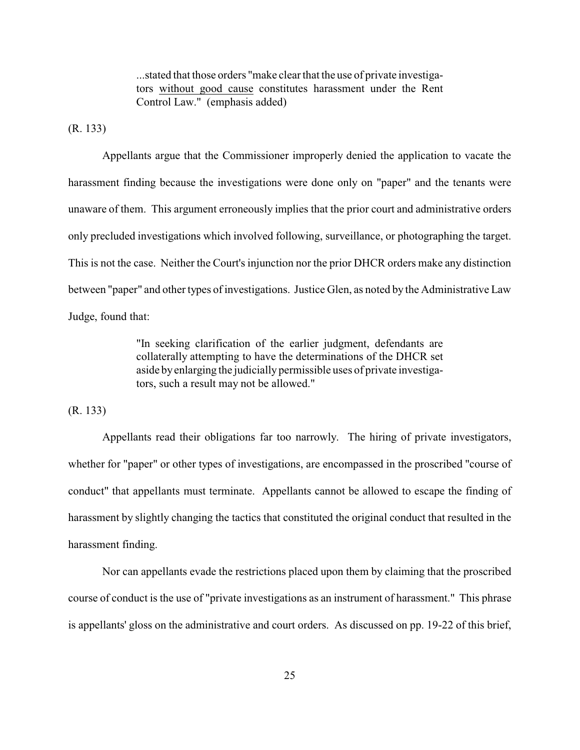> ...stated that those orders "make clear that the use of private investigators <u>without good cause</u> constitutes harassment under the Rent Control Law." (emphasis added)

(R. 133)

Appellants argue that the Commissioner improperly denied the application to vacate the harassment finding because the investigations were done only on "paper" and the tenants were unaware of them. This argument erroneously implies that the prior court and administrative orders only precluded investigations which involved following, surveillance, or photographing the target. This is not the case. Neither the Court's injunction nor the prior DHCR orders make any distinction between "paper" and other types of investigations. Justice Glen, as noted by the Administrative Law Judge, found that:

> "In seeking clarification of the earlier judgment, defendants are collaterally attempting to have the determinations of the DHCR set aside by enlarging the judicially permissible uses of private investigators, such a result may not be allowed."

(R. 133)

Appellants read their obligations far too narrowly. The hiring of private investigators, whether for "paper" or other types of investigations, are encompassed in the proscribed "course of conduct" that appellants must terminate. Appellants cannot be allowed to escape the finding of harassment by slightly changing the tactics that constituted the original conduct that resulted in the harassment finding.

Nor can appellants evade the restrictions placed upon them by claiming that the proscribed course of conduct is the use of "private investigations as an instrument of harassment." This phrase is appellants' gloss on the administrative and court orders. As discussed on pp. 19-22 of this brief,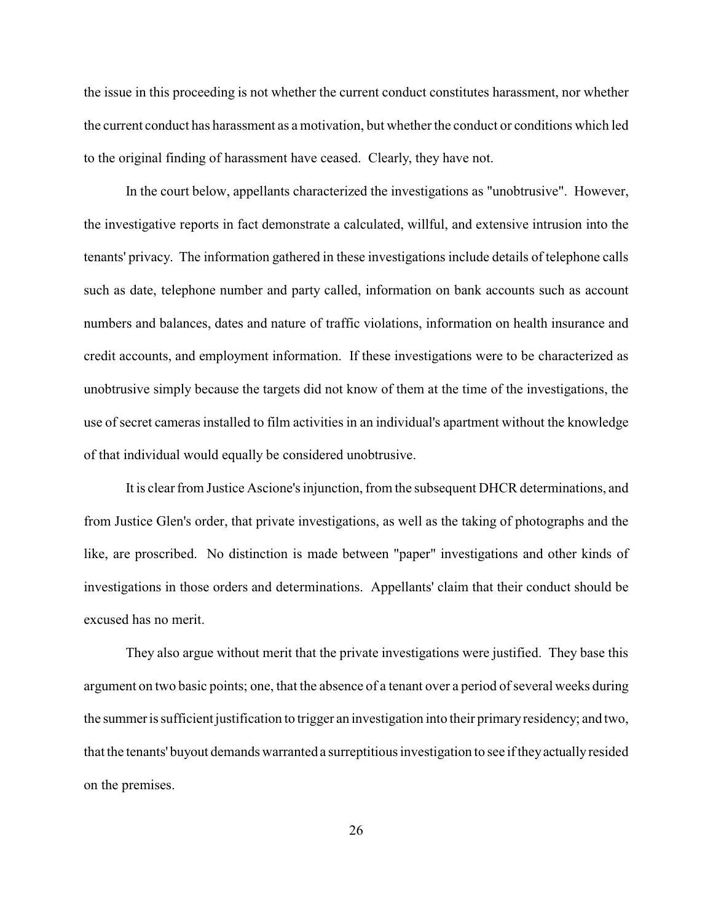the issue in this proceeding is not whether the current conduct constitutes harassment, nor whether the current conduct has harassment as a motivation, but whether the conduct or conditions which led to the original finding of harassment have ceased. Clearly, they have not.

In the court below, appellants characterized the investigations as "unobtrusive". However, the investigative reports in fact demonstrate a calculated, willful, and extensive intrusion into the tenants' privacy. The information gathered in these investigations include details of telephone calls such as date, telephone number and party called, information on bank accounts such as account numbers and balances, dates and nature of traffic violations, information on health insurance and credit accounts, and employment information. If these investigations were to be characterized as unobtrusive simply because the targets did not know of them at the time of the investigations, the use of secret cameras installed to film activities in an individual's apartment without the knowledge of that individual would equally be considered unobtrusive.

It is clear from Justice Ascione's injunction, from the subsequent DHCR determinations, and from Justice Glen's order, that private investigations, as well as the taking of photographs and the like, are proscribed. No distinction is made between "paper" investigations and other kinds of investigations in those orders and determinations. Appellants' claim that their conduct should be excused has no merit.

They also argue without merit that the private investigations were justified. They base this argument on two basic points; one, that the absence of a tenant over a period of several weeks during the summer is sufficient justification to trigger an investigation into their primary residency; and two, that the tenants' buyout demands warranted a surreptitious investigation to see if they actually resided on the premises.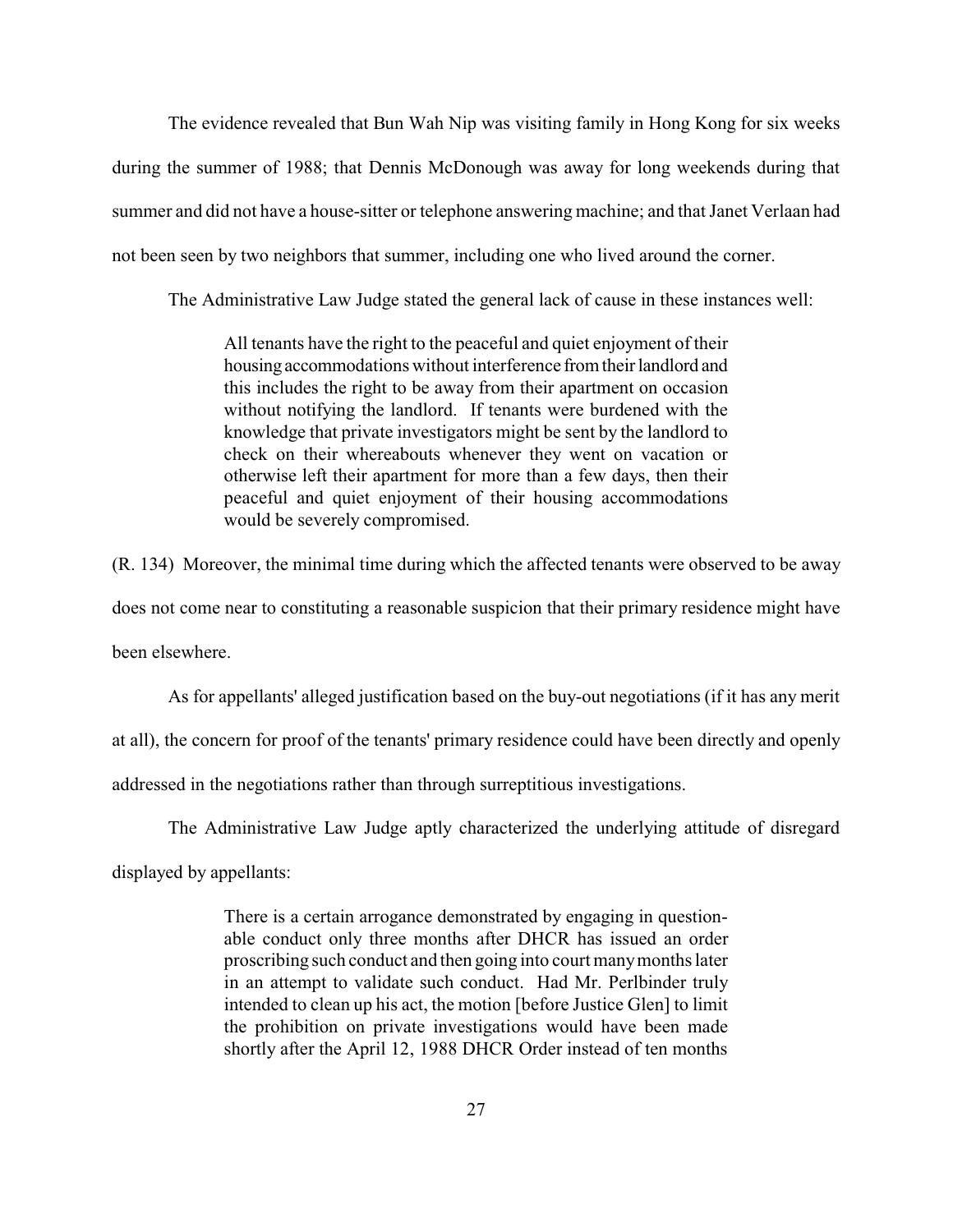The evidence revealed that Bun Wah Nip was visiting family in Hong Kong for six weeks during the summer of 1988; that Dennis McDonough was away for long weekends during that summer and did not have a house-sitter or telephone answering machine; and that Janet Verlaan had not been seen by two neighbors that summer, including one who lived around the corner.

The Administrative Law Judge stated the general lack of cause in these instances well:

> All tenants have the right to the peaceful and quiet enjoyment of their housing accommodations without interference from their landlord and this includes the right to be away from their apartment on occasion without notifying the landlord. If tenants were burdened with the knowledge that private investigators might be sent by the landlord to check on their whereabouts whenever they went on vacation or otherwise left their apartment for more than a few days, then their peaceful and quiet enjoyment of their housing accommodations would be severely compromised.

(R. 134) Moreover, the minimal time during which the affected tenants were observed to be away does not come near to constituting a reasonable suspicion that their primary residence might have been elsewhere.

As for appellants' alleged justification based on the buy-out negotiations (if it has any merit at all), the concern for proof of the tenants' primary residence could have been directly and openly addressed in the negotiations rather than through surreptitious investigations.

The Administrative Law Judge aptly characterized the underlying attitude of disregard displayed by appellants:

> There is a certain arrogance demonstrated by engaging in questionable conduct only three months after DHCR has issued an order proscribing such conduct and then going into court many months later in an attempt to validate such conduct. Had Mr. Perlbinder truly intended to clean up his act, the motion [before Justice Glen] to limit the prohibition on private investigations would have been made shortly after the April 12, 1988 DHCR Order instead of ten months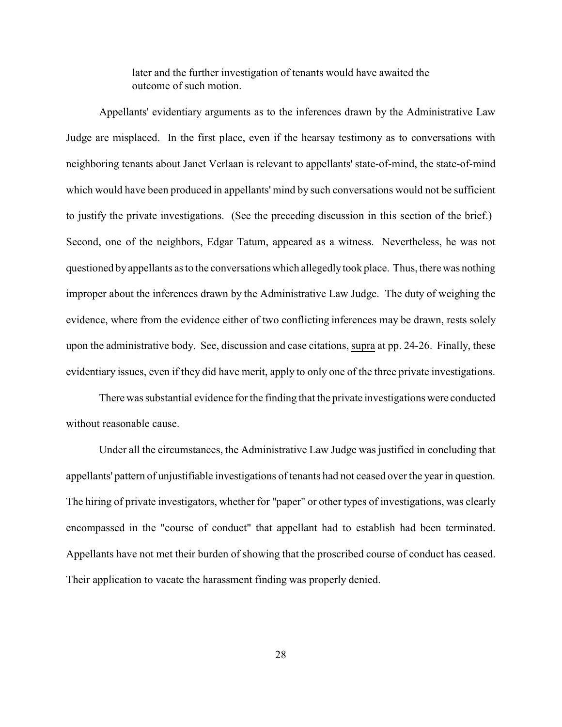> later and the further investigation of tenants would have awaited the outcome of such motion.

Appellants' evidentiary arguments as to the inferences drawn by the Administrative Law Judge are misplaced. In the first place, even if the hearsay testimony as to conversations with neighboring tenants about Janet Verlaan is relevant to appellants' state-of-mind, the state-of-mind which would have been produced in appellants' mind by such conversations would not be sufficient to justify the private investigations. (See the preceding discussion in this section of the brief.) Second, one of the neighbors, Edgar Tatum, appeared as a witness. Nevertheless, he was not questioned by appellants as to the conversations which allegedly took place. Thus, there was nothing improper about the inferences drawn by the Administrative Law Judge. The duty of weighing the evidence, where from the evidence either of two conflicting inferences may be drawn, rests solely upon the administrative body. See, discussion and case citations, supra at pp. 24-26. Finally, these evidentiary issues, even if they did have merit, apply to only one of the three private investigations.

There was substantial evidence for the finding that the private investigations were conducted without reasonable cause.

Under all the circumstances, the Administrative Law Judge was justified in concluding that appellants' pattern of unjustifiable investigations of tenants had not ceased over the year in question. The hiring of private investigators, whether for "paper" or other types of investigations, was clearly encompassed in the "course of conduct" that appellant had to establish had been terminated. Appellants have not met their burden of showing that the proscribed course of conduct has ceased. Their application to vacate the harassment finding was properly denied.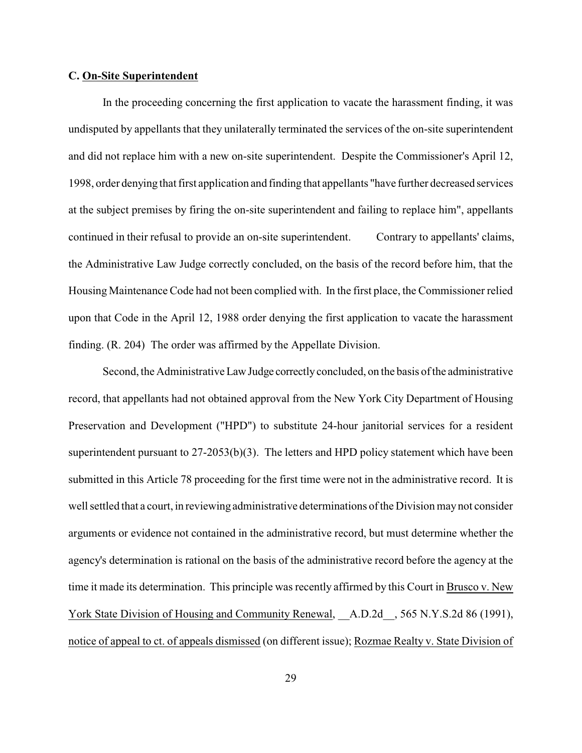### C. On-Site Superintendent

In the proceeding concerning the first application to vacate the harassment finding, it was undisputed by appellants that they unilaterally terminated the services of the on-site superintendent and did not replace him with a new on-site superintendent. Despite the Commissioner's April 12, 1998, order denying that first application and finding that appellants "have further decreased services at the subject premises by firing the on-site superintendent and failing to replace him", appellants continued in their refusal to provide an on-site superintendent. Contrary to appellants' claims, the Administrative Law Judge correctly concluded, on the basis of the record before him, that the Housing Maintenance Code had not been complied with. In the first place, the Commissioner relied upon that Code in the April 12, 1988 order denying the first application to vacate the harassment finding. (R. 204) The order was affirmed by the Appellate Division.

Second, the Administrative Law Judge correctly concluded, on the basis of the administrative record, that appellants had not obtained approval from the New York City Department of Housing Preservation and Development ("HPD") to substitute 24-hour janitorial services for a resident superintendent pursuant to 27-2053(b)(3). The letters and HPD policy statement which have been submitted in this Article 78 proceeding for the first time were not in the administrative record. It is well settled that a court, in reviewing administrative determinations of the Division may not consider arguments or evidence not contained in the administrative record, but must determine whether the agency's determination is rational on the basis of the administrative record before the agency at the time it made its determination. This principle was recently affirmed by this Court in Brusco v. New York State Division of Housing and Community Renewal, __A.D.2d__, 565 N.Y.S.2d 86 (1991), notice of appeal to ct. of appeals dismissed (on different issue); Rozmae Realty v. State Division of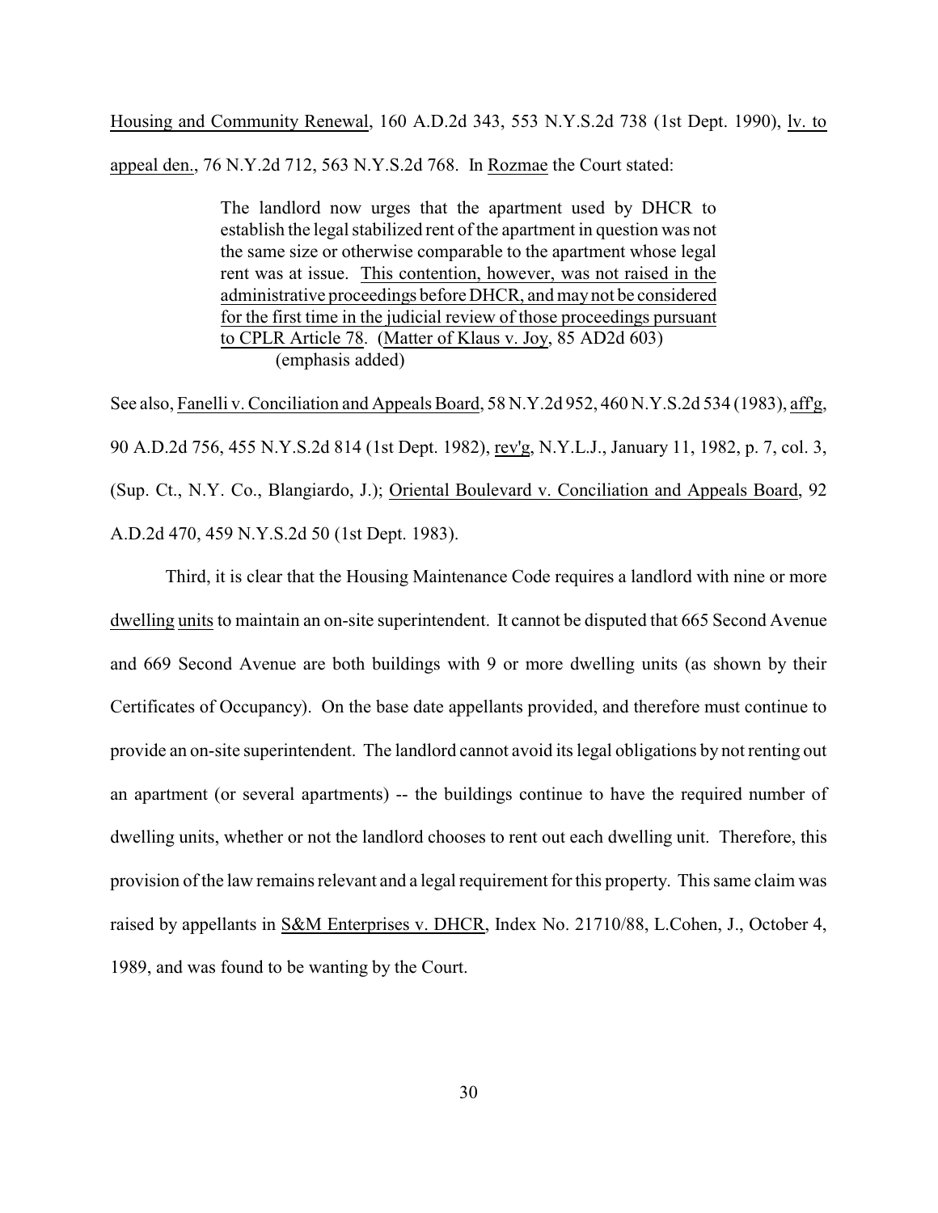Housing and Community Renewal, 160 A.D.2d 343, 553 N.Y.S.2d 738 (1st Dept. 1990), lv. to appeal den., 76 N.Y.2d 712, 563 N.Y.S.2d 768. In Rozmae the Court stated:

> The landlord now urges that the apartment used by DHCR to establish the legal stabilized rent of the apartment in question was not the same size or otherwise comparable to the apartment whose legal rent was at issue. This contention, however, was not raised in the administrative proceedings before DHCR, and may not be considered for the first time in the judicial review of those proceedings pursuant to CPLR Article 78. (Matter of Klaus v. Joy, 85 AD2d 603)
> (emphasis added)

See also, Fanelli v. Conciliation and Appeals Board, 58 N.Y.2d 952, 460 N.Y.S.2d 534 (1983), aff'g, 90 A.D.2d 756, 455 N.Y.S.2d 814 (1st Dept. 1982), rev'g, N.Y.L.J., January 11, 1982, p. 7, col. 3, (Sup. Ct., N.Y. Co., Blangiardo, J.); Oriental Boulevard v. Conciliation and Appeals Board, 92 A.D.2d 470, 459 N.Y.S.2d 50 (1st Dept. 1983).

Third, it is clear that the Housing Maintenance Code requires a landlord with nine or more dwelling units to maintain an on-site superintendent. It cannot be disputed that 665 Second Avenue and 669 Second Avenue are both buildings with 9 or more dwelling units (as shown by their Certificates of Occupancy). On the base date appellants provided, and therefore must continue to provide an on-site superintendent. The landlord cannot avoid its legal obligations by not renting out an apartment (or several apartments) -- the buildings continue to have the required number of dwelling units, whether or not the landlord chooses to rent out each dwelling unit. Therefore, this provision of the law remains relevant and a legal requirement for this property. This same claim was raised by appellants in S&M Enterprises v. DHCR, Index No. 21710/88, L.Cohen, J., October 4, 1989, and was found to be wanting by the Court.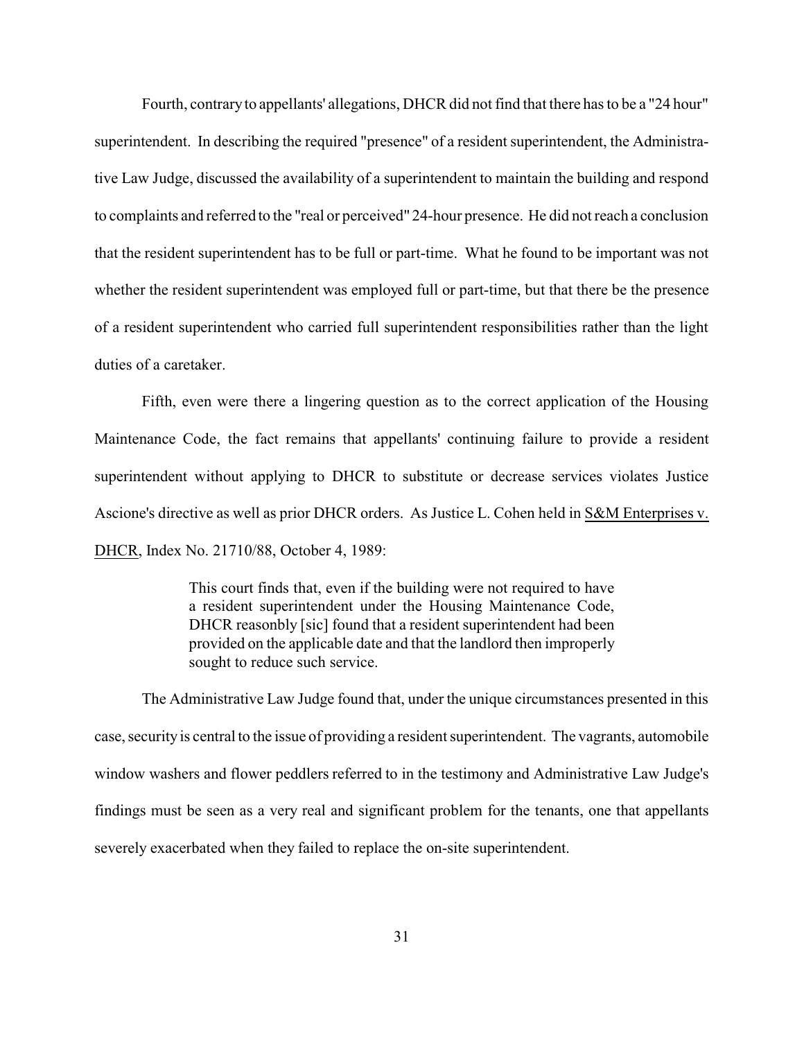Fourth, contrary to appellants' allegations, DHCR did not find that there has to be a "24 hour" superintendent. In describing the required "presence" of a resident superintendent, the Administrative Law Judge, discussed the availability of a superintendent to maintain the building and respond to complaints and referred to the "real or perceived" 24-hour presence. He did not reach a conclusion that the resident superintendent has to be full or part-time. What he found to be important was not whether the resident superintendent was employed full or part-time, but that there be the presence of a resident superintendent who carried full superintendent responsibilities rather than the light duties of a caretaker.

Fifth, even were there a lingering question as to the correct application of the Housing Maintenance Code, the fact remains that appellants' continuing failure to provide a resident superintendent without applying to DHCR to substitute or decrease services violates Justice Ascione's directive as well as prior DHCR orders. As Justice L. Cohen held in S&M Enterprises v. DHCR, Index No. 21710/88, October 4, 1989:

> This court finds that, even if the building were not required to have a resident superintendent under the Housing Maintenance Code, DHCR reasonbly [sic] found that a resident superintendent had been provided on the applicable date and that the landlord then improperly sought to reduce such service.

The Administrative Law Judge found that, under the unique circumstances presented in this case, security is central to the issue of providing a resident superintendent. The vagrants, automobile window washers and flower peddlers referred to in the testimony and Administrative Law Judge's findings must be seen as a very real and significant problem for the tenants, one that appellants severely exacerbated when they failed to replace the on-site superintendent.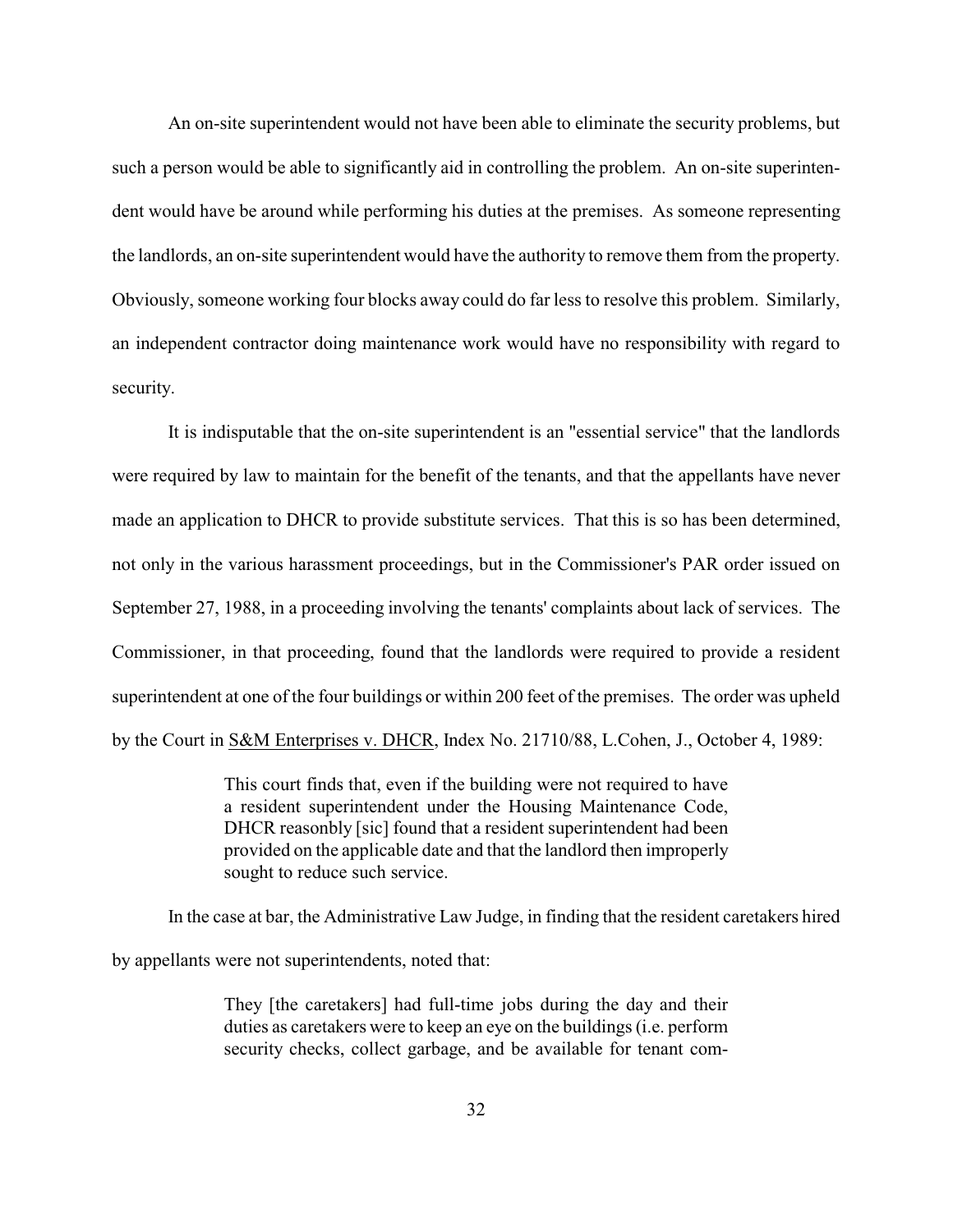An on-site superintendent would not have been able to eliminate the security problems, but such a person would be able to significantly aid in controlling the problem. An on-site superintendent would have be around while performing his duties at the premises. As someone representing the landlords, an on-site superintendent would have the authority to remove them from the property. Obviously, someone working four blocks away could do far less to resolve this problem. Similarly, an independent contractor doing maintenance work would have no responsibility with regard to security.

It is indisputable that the on-site superintendent is an "essential service" that the landlords were required by law to maintain for the benefit of the tenants, and that the appellants have never made an application to DHCR to provide substitute services. That this is so has been determined, not only in the various harassment proceedings, but in the Commissioner's PAR order issued on September 27, 1988, in a proceeding involving the tenants' complaints about lack of services. The Commissioner, in that proceeding, found that the landlords were required to provide a resident superintendent at one of the four buildings or within 200 feet of the premises. The order was upheld by the Court in S&M Enterprises v. DHCR, Index No. 21710/88, L.Cohen, J., October 4, 1989:

> This court finds that, even if the building were not required to have a resident superintendent under the Housing Maintenance Code, DHCR reasonbly [sic] found that a resident superintendent had been provided on the applicable date and that the landlord then improperly sought to reduce such service.

In the case at bar, the Administrative Law Judge, in finding that the resident caretakers hired by appellants were not superintendents, noted that:

> They [the caretakers] had full-time jobs during the day and their duties as caretakers were to keep an eye on the buildings (i.e. perform security checks, collect garbage, and be available for tenant com-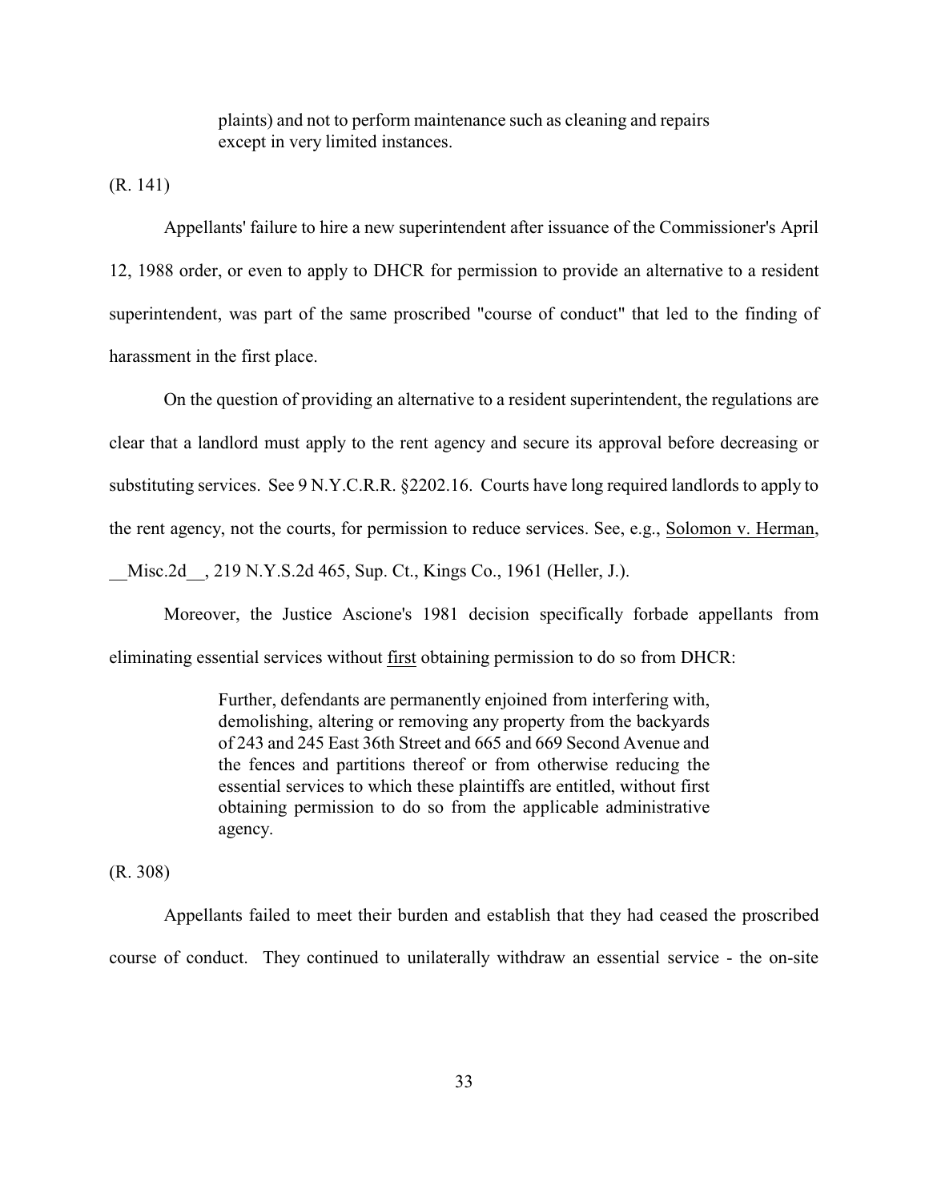> plaints) and not to perform maintenance such as cleaning and repairs except in very limited instances.

(R. 141)

Appellants' failure to hire a new superintendent after issuance of the Commissioner's April 12, 1988 order, or even to apply to DHCR for permission to provide an alternative to a resident superintendent, was part of the same proscribed "course of conduct" that led to the finding of harassment in the first place.

On the question of providing an alternative to a resident superintendent, the regulations are clear that a landlord must apply to the rent agency and secure its approval before decreasing or substituting services. See 9 N.Y.C.R.R. §2202.16. Courts have long required landlords to apply to the rent agency, not the courts, for permission to reduce services. See, e.g., Solomon v. Herman, __Misc.2d__, 219 N.Y.S.2d 465, Sup. Ct., Kings Co., 1961 (Heller, J.).

Moreover, the Justice Ascione's 1981 decision specifically forbade appellants from eliminating essential services without first obtaining permission to do so from DHCR:

> Further, defendants are permanently enjoined from interfering with, demolishing, altering or removing any property from the backyards of 243 and 245 East 36th Street and 665 and 669 Second Avenue and the fences and partitions thereof or from otherwise reducing the essential services to which these plaintiffs are entitled, without first obtaining permission to do so from the applicable administrative agency.

(R. 308)

Appellants failed to meet their burden and establish that they had ceased the proscribed course of conduct. They continued to unilaterally withdraw an essential service - the on-site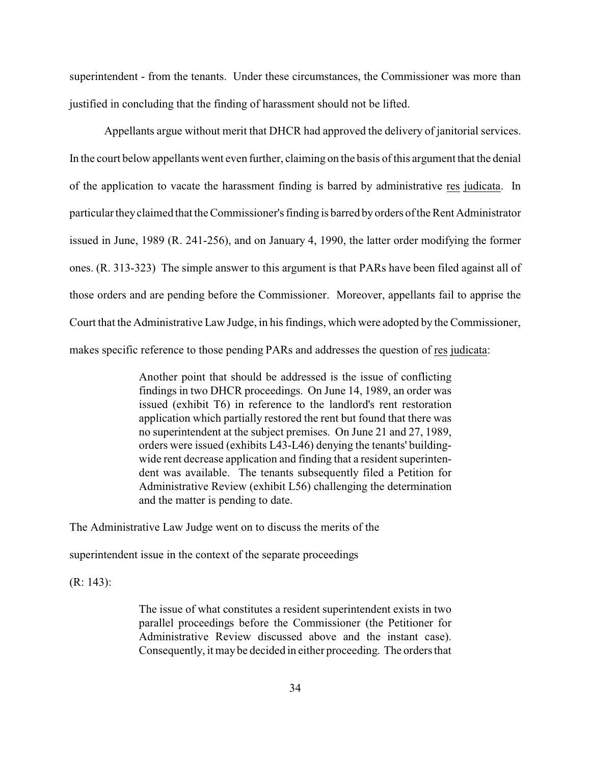superintendent - from the tenants. Under these circumstances, the Commissioner was more than justified in concluding that the finding of harassment should not be lifted.

Appellants argue without merit that DHCR had approved the delivery of janitorial services. In the court below appellants went even further, claiming on the basis of this argument that the denial of the application to vacate the harassment finding is barred by administrative res judicata. In particular they claimed that the Commissioner's finding is barred by orders of the Rent Administrator issued in June, 1989 (R. 241-256), and on January 4, 1990, the latter order modifying the former ones. (R. 313-323) The simple answer to this argument is that PARs have been filed against all of those orders and are pending before the Commissioner. Moreover, appellants fail to apprise the Court that the Administrative Law Judge, in his findings, which were adopted by the Commissioner, makes specific reference to those pending PARs and addresses the question of res judicata:

> Another point that should be addressed is the issue of conflicting findings in two DHCR proceedings. On June 14, 1989, an order was issued (exhibit T6) in reference to the landlord's rent restoration application which partially restored the rent but found that there was no superintendent at the subject premises. On June 21 and 27, 1989, orders were issued (exhibits L43-L46) denying the tenants' building-wide rent decrease application and finding that a resident superintendent was available. The tenants subsequently filed a Petition for Administrative Review (exhibit L56) challenging the determination and the matter is pending to date.

The Administrative Law Judge went on to discuss the merits of the superintendent issue in the context of the separate proceedings (R: 143):

> The issue of what constitutes a resident superintendent exists in two parallel proceedings before the Commissioner (the Petitioner for Administrative Review discussed above and the instant case). Consequently, it may be decided in either proceeding. The orders that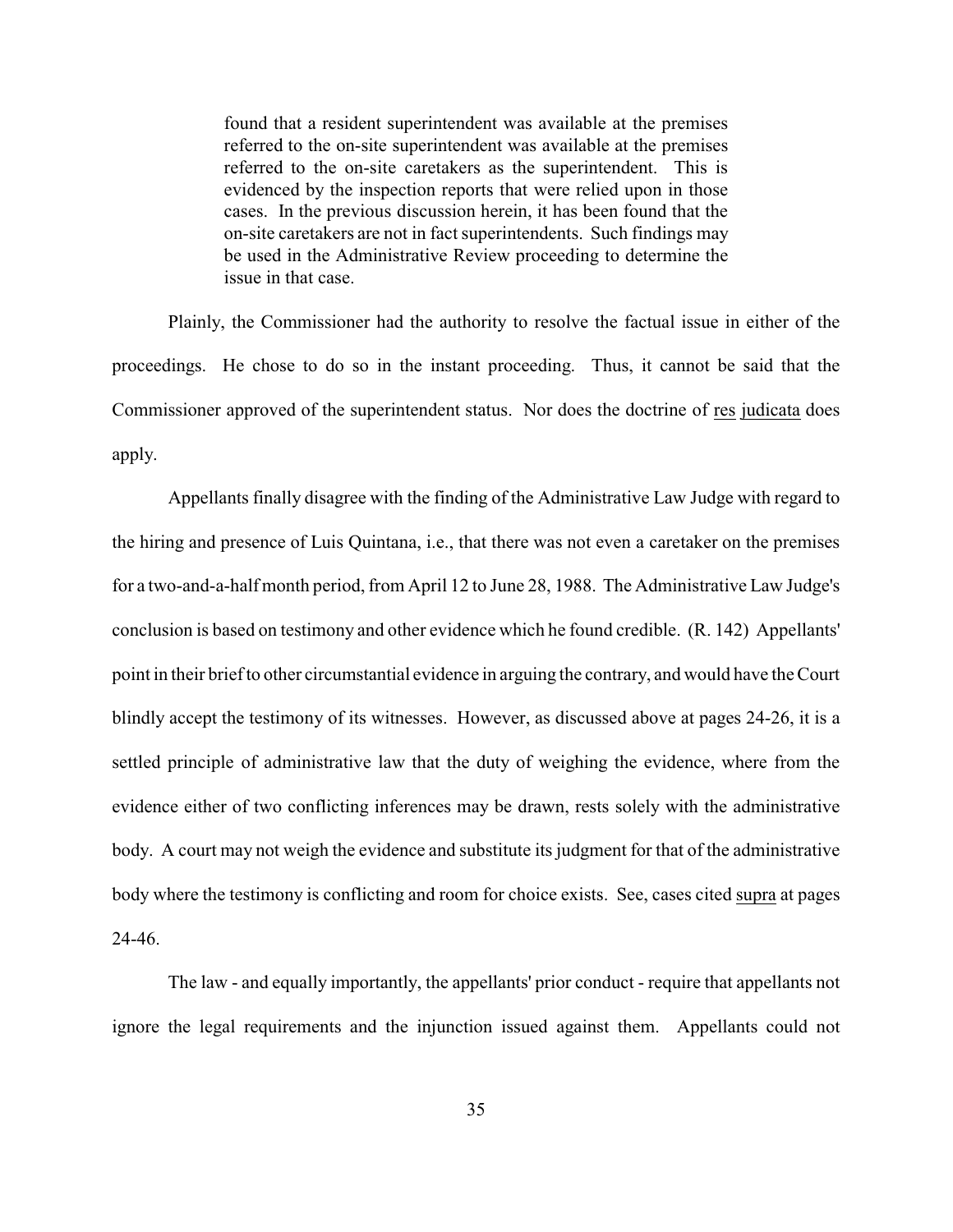> found that a resident superintendent was available at the premises referred to the on-site superintendent was available at the premises referred to the on-site caretakers as the superintendent. This is evidenced by the inspection reports that were relied upon in those cases. In the previous discussion herein, it has been found that the on-site caretakers are not in fact superintendents. Such findings may be used in the Administrative Review proceeding to determine the issue in that case.

Plainly, the Commissioner had the authority to resolve the factual issue in either of the proceedings. He chose to do so in the instant proceeding. Thus, it cannot be said that the Commissioner approved of the superintendent status. Nor does the doctrine of res judicata does apply.

Appellants finally disagree with the finding of the Administrative Law Judge with regard to the hiring and presence of Luis Quintana, i.e., that there was not even a caretaker on the premises for a two-and-a-half month period, from April 12 to June 28, 1988. The Administrative Law Judge's conclusion is based on testimony and other evidence which he found credible. (R. 142) Appellants' point in their brief to other circumstantial evidence in arguing the contrary, and would have the Court blindly accept the testimony of its witnesses. However, as discussed above at pages 24-26, it is a settled principle of administrative law that the duty of weighing the evidence, where from the evidence either of two conflicting inferences may be drawn, rests solely with the administrative body. A court may not weigh the evidence and substitute its judgment for that of the administrative body where the testimony is conflicting and room for choice exists. See, cases cited supra at pages 24-46.

The law - and equally importantly, the appellants' prior conduct - require that appellants not ignore the legal requirements and the injunction issued against them. Appellants could not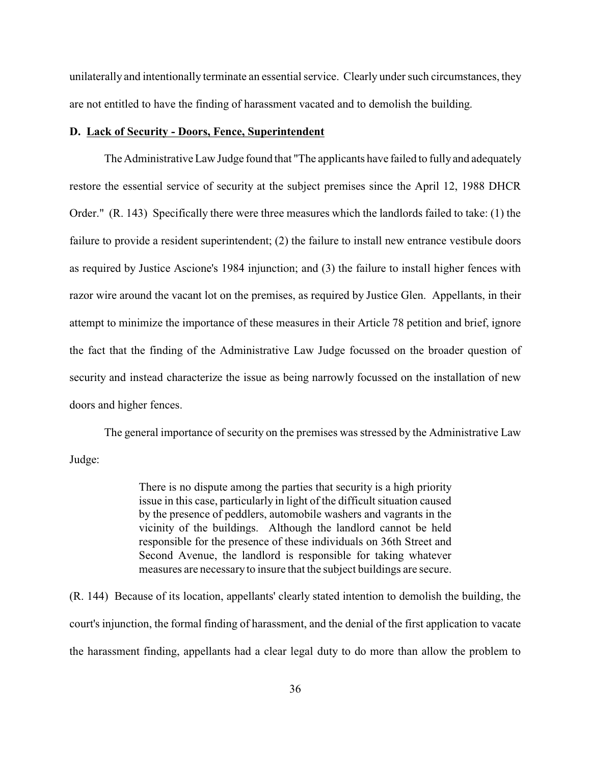unilaterally and intentionally terminate an essential service. Clearly under such circumstances, they are not entitled to have the finding of harassment vacated and to demolish the building.

**D. <u>Lack of Security - Doors, Fence, Superintendent</u>**

The Administrative Law Judge found that "The applicants have failed to fully and adequately restore the essential service of security at the subject premises since the April 12, 1988 DHCR Order." (R. 143) Specifically there were three measures which the landlords failed to take: (1) the failure to provide a resident superintendent; (2) the failure to install new entrance vestibule doors as required by Justice Ascione's 1984 injunction; and (3) the failure to install higher fences with razor wire around the vacant lot on the premises, as required by Justice Glen. Appellants, in their attempt to minimize the importance of these measures in their Article 78 petition and brief, ignore the fact that the finding of the Administrative Law Judge focussed on the broader question of security and instead characterize the issue as being narrowly focussed on the installation of new doors and higher fences.

The general importance of security on the premises was stressed by the Administrative Law Judge:

> There is no dispute among the parties that security is a high priority issue in this case, particularly in light of the difficult situation caused by the presence of peddlers, automobile washers and vagrants in the vicinity of the buildings. Although the landlord cannot be held responsible for the presence of these individuals on 36th Street and Second Avenue, the landlord is responsible for taking whatever measures are necessary to insure that the subject buildings are secure.

(R. 144) Because of its location, appellants' clearly stated intention to demolish the building, the court's injunction, the formal finding of harassment, and the denial of the first application to vacate the harassment finding, appellants had a clear legal duty to do more than allow the problem to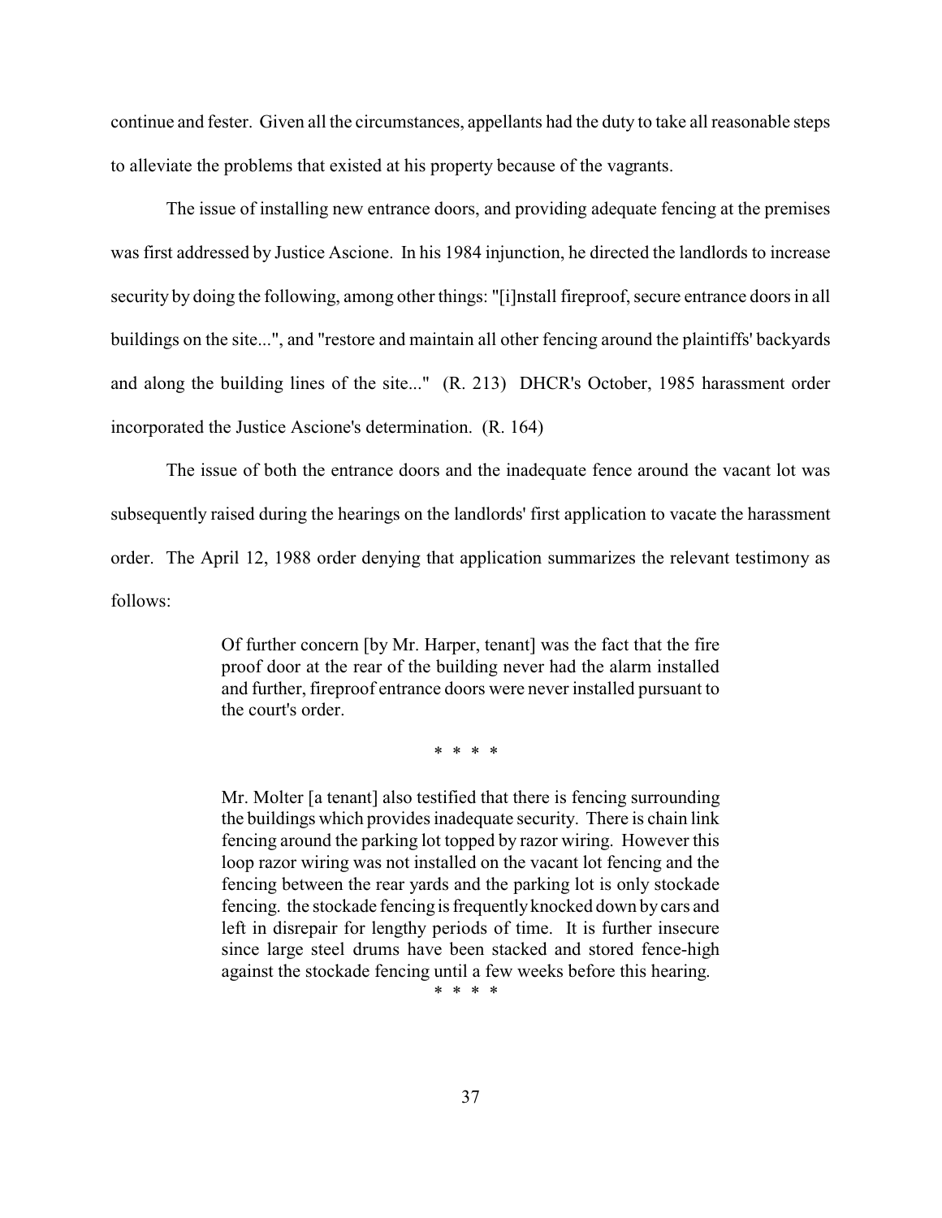continue and fester. Given all the circumstances, appellants had the duty to take all reasonable steps to alleviate the problems that existed at his property because of the vagrants.

The issue of installing new entrance doors, and providing adequate fencing at the premises was first addressed by Justice Ascione. In his 1984 injunction, he directed the landlords to increase security by doing the following, among other things: "[i]nstall fireproof, secure entrance doors in all buildings on the site...", and "restore and maintain all other fencing around the plaintiffs' backyards and along the building lines of the site..." (R. 213) DHCR's October, 1985 harassment order incorporated the Justice Ascione's determination. (R. 164)

The issue of both the entrance doors and the inadequate fence around the vacant lot was subsequently raised during the hearings on the landlords' first application to vacate the harassment order. The April 12, 1988 order denying that application summarizes the relevant testimony as follows:

> Of further concern [by Mr. Harper, tenant] was the fact that the fire proof door at the rear of the building never had the alarm installed and further, fireproof entrance doors were never installed pursuant to the court's order.
>
> \* \* \* \*
>
> Mr. Molter [a tenant] also testified that there is fencing surrounding the buildings which provides inadequate security. There is chain link fencing around the parking lot topped by razor wiring. However this loop razor wiring was not installed on the vacant lot fencing and the fencing between the rear yards and the parking lot is only stockade fencing. the stockade fencing is frequently knocked down by cars and left in disrepair for lengthy periods of time. It is further insecure since large steel drums have been stacked and stored fence-high against the stockade fencing until a few weeks before this hearing.
>
> \* \* \* \*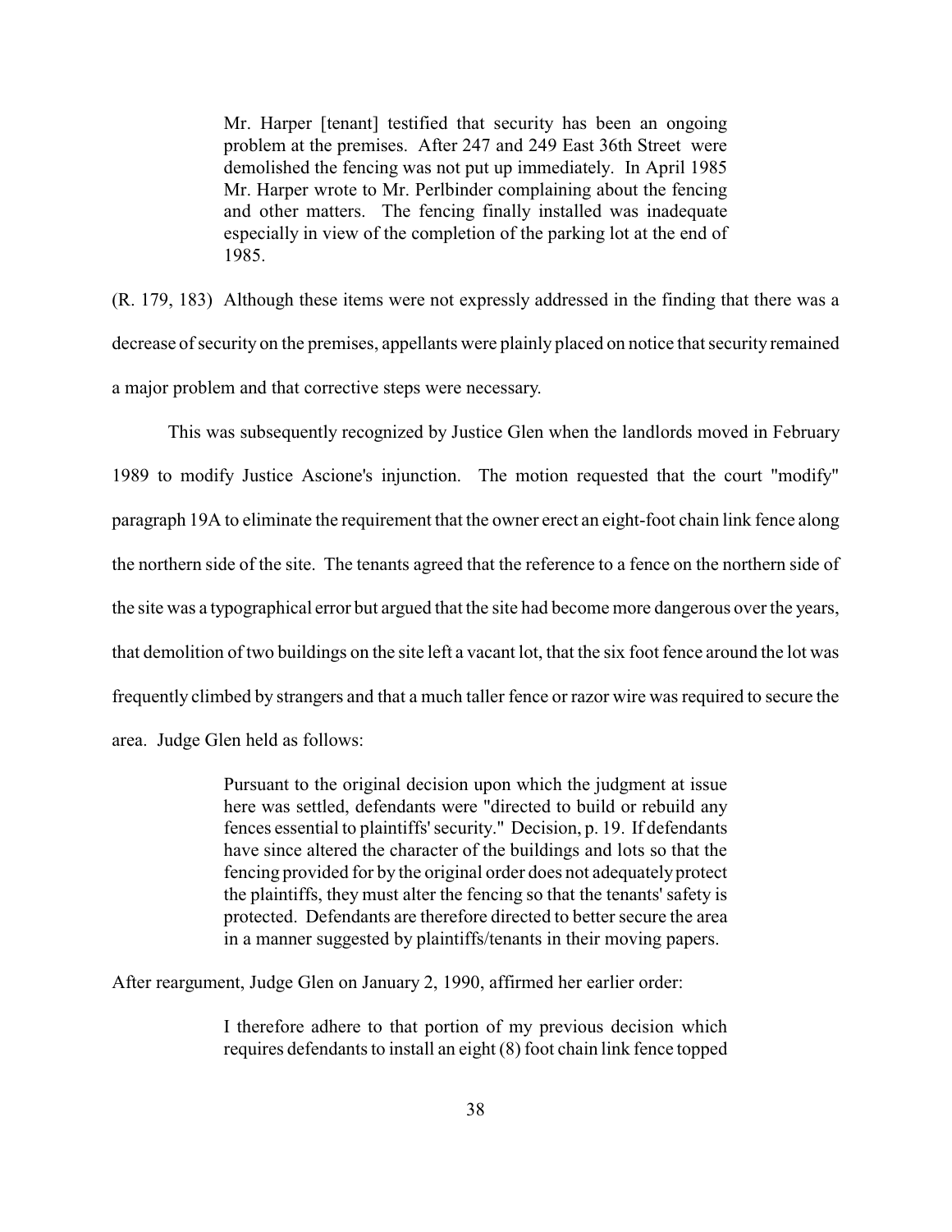> Mr. Harper [tenant] testified that security has been an ongoing problem at the premises. After 247 and 249 East 36th Street were demolished the fencing was not put up immediately. In April 1985 Mr. Harper wrote to Mr. Perlbinder complaining about the fencing and other matters. The fencing finally installed was inadequate especially in view of the completion of the parking lot at the end of 1985.

(R. 179, 183) Although these items were not expressly addressed in the finding that there was a decrease of security on the premises, appellants were plainly placed on notice that security remained a major problem and that corrective steps were necessary.

This was subsequently recognized by Justice Glen when the landlords moved in February 1989 to modify Justice Ascione's injunction. The motion requested that the court "modify" paragraph 19A to eliminate the requirement that the owner erect an eight-foot chain link fence along the northern side of the site. The tenants agreed that the reference to a fence on the northern side of the site was a typographical error but argued that the site had become more dangerous over the years, that demolition of two buildings on the site left a vacant lot, that the six foot fence around the lot was frequently climbed by strangers and that a much taller fence or razor wire was required to secure the area. Judge Glen held as follows:

> Pursuant to the original decision upon which the judgment at issue here was settled, defendants were "directed to build or rebuild any fences essential to plaintiffs' security." Decision, p. 19. If defendants have since altered the character of the buildings and lots so that the fencing provided for by the original order does not adequately protect the plaintiffs, they must alter the fencing so that the tenants' safety is protected. Defendants are therefore directed to better secure the area in a manner suggested by plaintiffs/tenants in their moving papers.

After reargument, Judge Glen on January 2, 1990, affirmed her earlier order:

> I therefore adhere to that portion of my previous decision which requires defendants to install an eight (8) foot chain link fence topped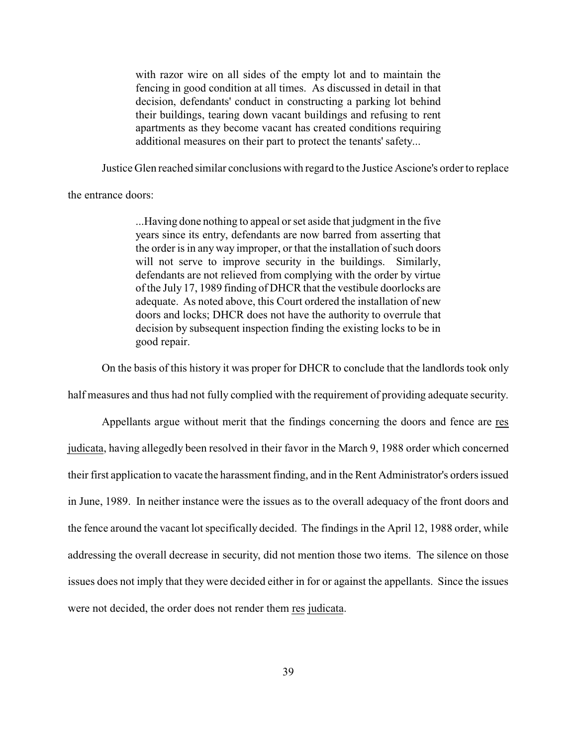> with razor wire on all sides of the empty lot and to maintain the fencing in good condition at all times. As discussed in detail in that decision, defendants' conduct in constructing a parking lot behind their buildings, tearing down vacant buildings and refusing to rent apartments as they become vacant has created conditions requiring additional measures on their part to protect the tenants' safety...

Justice Glen reached similar conclusions with regard to the Justice Ascione's order to replace the entrance doors:

> ...Having done nothing to appeal or set aside that judgment in the five years since its entry, defendants are now barred from asserting that the order is in any way improper, or that the installation of such doors will not serve to improve security in the buildings. Similarly, defendants are not relieved from complying with the order by virtue of the July 17, 1989 finding of DHCR that the vestibule doorlocks are adequate. As noted above, this Court ordered the installation of new doors and locks; DHCR does not have the authority to overrule that decision by subsequent inspection finding the existing locks to be in good repair.

On the basis of this history it was proper for DHCR to conclude that the landlords took only half measures and thus had not fully complied with the requirement of providing adequate security.

Appellants argue without merit that the findings concerning the doors and fence are res judicata, having allegedly been resolved in their favor in the March 9, 1988 order which concerned their first application to vacate the harassment finding, and in the Rent Administrator's orders issued in June, 1989. In neither instance were the issues as to the overall adequacy of the front doors and the fence around the vacant lot specifically decided. The findings in the April 12, 1988 order, while addressing the overall decrease in security, did not mention those two items. The silence on those issues does not imply that they were decided either in for or against the appellants. Since the issues were not decided, the order does not render them res judicata.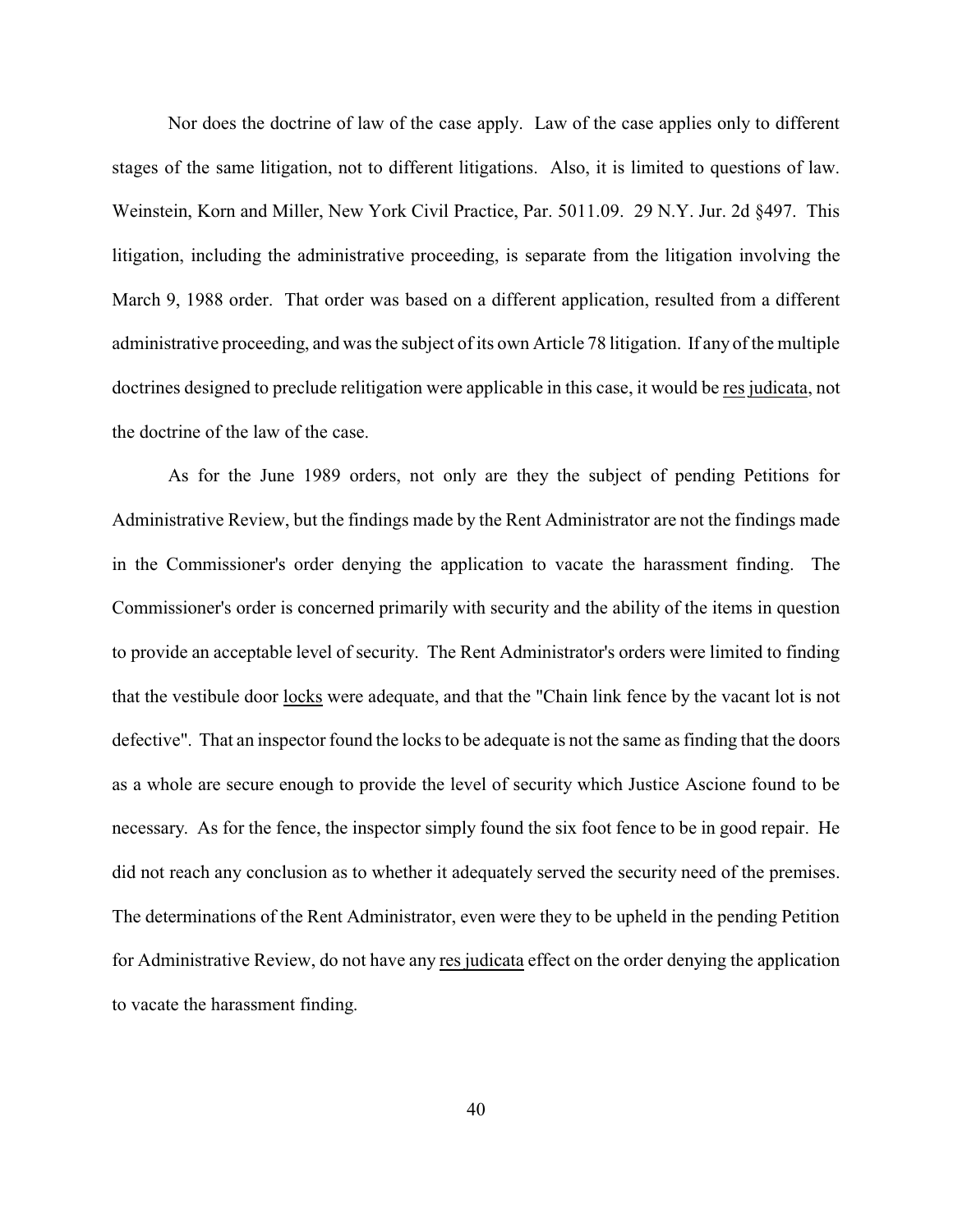Nor does the doctrine of law of the case apply. Law of the case applies only to different stages of the same litigation, not to different litigations. Also, it is limited to questions of law. Weinstein, Korn and Miller, New York Civil Practice, Par. 5011.09. 29 N.Y. Jur. 2d §497. This litigation, including the administrative proceeding, is separate from the litigation involving the March 9, 1988 order. That order was based on a different application, resulted from a different administrative proceeding, and was the subject of its own Article 78 litigation. If any of the multiple doctrines designed to preclude relitigation were applicable in this case, it would be <u>res judicata</u>, not the doctrine of the law of the case.

As for the June 1989 orders, not only are they the subject of pending Petitions for Administrative Review, but the findings made by the Rent Administrator are not the findings made in the Commissioner's order denying the application to vacate the harassment finding. The Commissioner's order is concerned primarily with security and the ability of the items in question to provide an acceptable level of security. The Rent Administrator's orders were limited to finding that the vestibule door <u>locks</u> were adequate, and that the "Chain link fence by the vacant lot is not defective". That an inspector found the locks to be adequate is not the same as finding that the doors as a whole are secure enough to provide the level of security which Justice Ascione found to be necessary. As for the fence, the inspector simply found the six foot fence to be in good repair. He did not reach any conclusion as to whether it adequately served the security need of the premises. The determinations of the Rent Administrator, even were they to be upheld in the pending Petition for Administrative Review, do not have any <u>res judicata</u> effect on the order denying the application to vacate the harassment finding.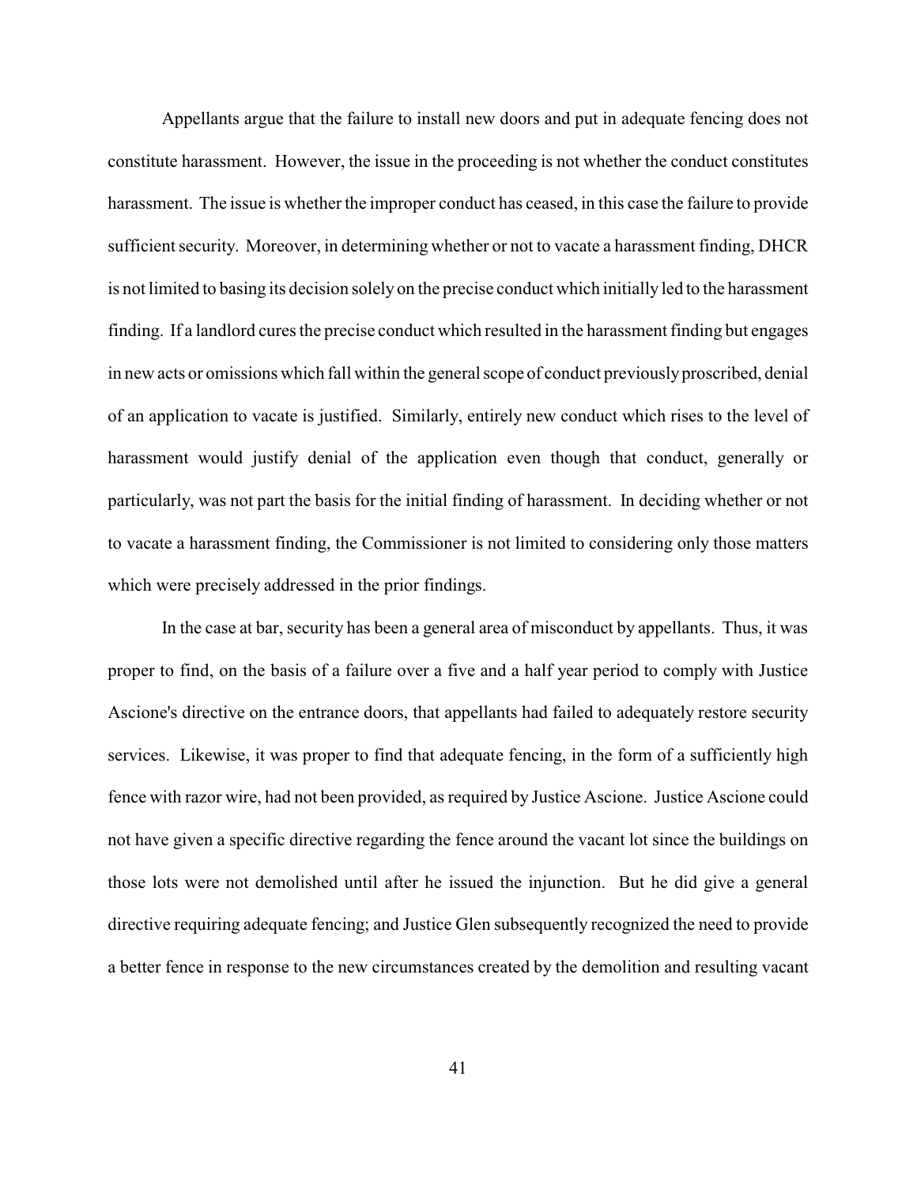Appellants argue that the failure to install new doors and put in adequate fencing does not constitute harassment. However, the issue in the proceeding is not whether the conduct constitutes harassment. The issue is whether the improper conduct has ceased, in this case the failure to provide sufficient security. Moreover, in determining whether or not to vacate a harassment finding, DHCR is not limited to basing its decision solely on the precise conduct which initially led to the harassment finding. If a landlord cures the precise conduct which resulted in the harassment finding but engages in new acts or omissions which fall within the general scope of conduct previously proscribed, denial of an application to vacate is justified. Similarly, entirely new conduct which rises to the level of harassment would justify denial of the application even though that conduct, generally or particularly, was not part the basis for the initial finding of harassment. In deciding whether or not to vacate a harassment finding, the Commissioner is not limited to considering only those matters which were precisely addressed in the prior findings.

In the case at bar, security has been a general area of misconduct by appellants. Thus, it was proper to find, on the basis of a failure over a five and a half year period to comply with Justice Ascione's directive on the entrance doors, that appellants had failed to adequately restore security services. Likewise, it was proper to find that adequate fencing, in the form of a sufficiently high fence with razor wire, had not been provided, as required by Justice Ascione. Justice Ascione could not have given a specific directive regarding the fence around the vacant lot since the buildings on those lots were not demolished until after he issued the injunction. But he did give a general directive requiring adequate fencing; and Justice Glen subsequently recognized the need to provide a better fence in response to the new circumstances created by the demolition and resulting vacant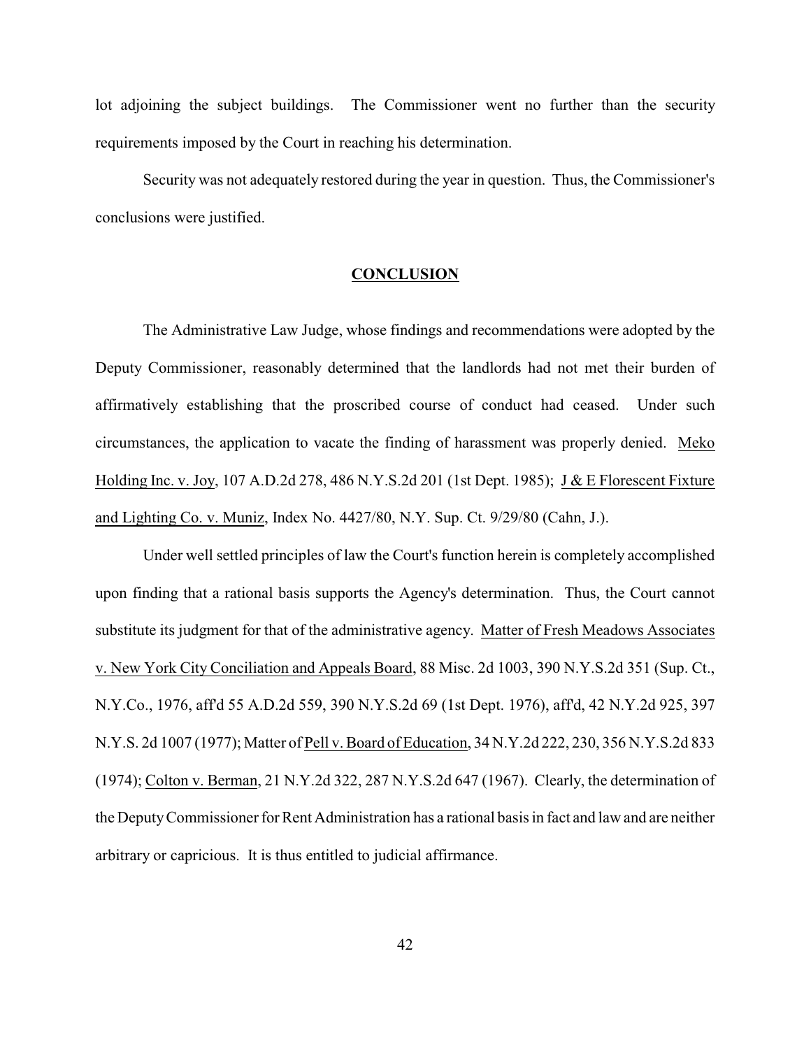lot adjoining the subject buildings. The Commissioner went no further than the security requirements imposed by the Court in reaching his determination.

Security was not adequately restored during the year in question. Thus, the Commissioner's conclusions were justified.

## CONCLUSION

The Administrative Law Judge, whose findings and recommendations were adopted by the Deputy Commissioner, reasonably determined that the landlords had not met their burden of affirmatively establishing that the proscribed course of conduct had ceased. Under such circumstances, the application to vacate the finding of harassment was properly denied. Meko Holding Inc. v. Joy, 107 A.D.2d 278, 486 N.Y.S.2d 201 (1st Dept. 1985); J & E Florescent Fixture and Lighting Co. v. Muniz, Index No. 4427/80, N.Y. Sup. Ct. 9/29/80 (Cahn, J.).

Under well settled principles of law the Court's function herein is completely accomplished upon finding that a rational basis supports the Agency's determination. Thus, the Court cannot substitute its judgment for that of the administrative agency. Matter of Fresh Meadows Associates v. New York City Conciliation and Appeals Board, 88 Misc. 2d 1003, 390 N.Y.S.2d 351 (Sup. Ct., N.Y.Co., 1976, aff'd 55 A.D.2d 559, 390 N.Y.S.2d 69 (1st Dept. 1976), aff'd, 42 N.Y.2d 925, 397 N.Y.S. 2d 1007 (1977); Matter of Pell v. Board of Education, 34 N.Y.2d 222, 230, 356 N.Y.S.2d 833 (1974); Colton v. Berman, 21 N.Y.2d 322, 287 N.Y.S.2d 647 (1967). Clearly, the determination of the Deputy Commissioner for Rent Administration has a rational basis in fact and law and are neither arbitrary or capricious. It is thus entitled to judicial affirmance.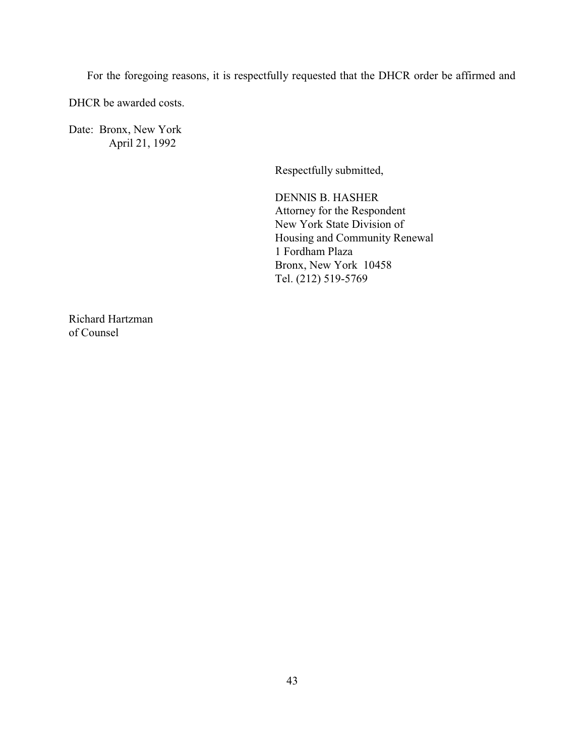For the foregoing reasons, it is respectfully requested that the DHCR order be affirmed and DHCR be awarded costs.

Date: Bronx, New York
April 21, 1992

Respectfully submitted,

DENNIS B. HASHER
Attorney for the Respondent
New York State Division of
Housing and Community Renewal
1 Fordham Plaza
Bronx, New York 10458
Tel. (212) 519-5769

Richard Hartzman
of Counsel